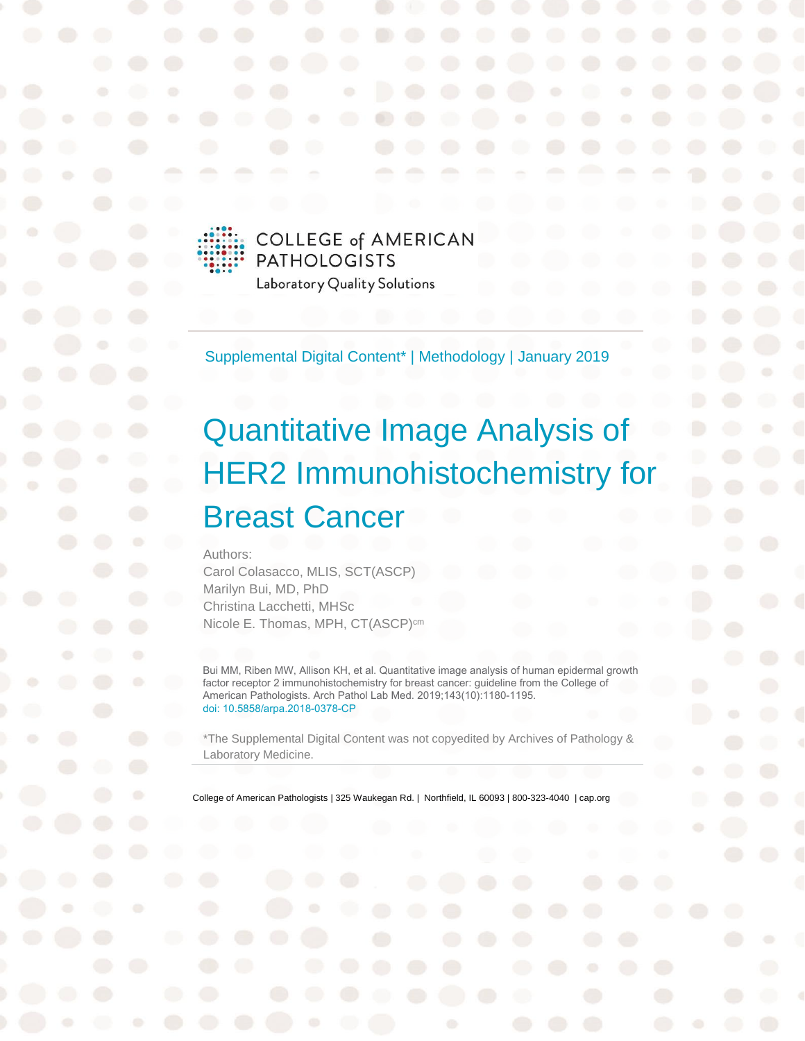COLLEGE of AMERICAN PATHOLOGISTS

Laboratory Quality Solutions

Supplemental Digital Content* | Methodology | January 2019

# Quantitative Image Analysis of HER2 Immunohistochemistry for Breast Cancer

Authors:
Carol Colasacco, MLIS, SCT(ASCP)
Marilyn Bui, MD, PhD
Christina Lacchetti, MHSc
Nicole E. Thomas, MPH, CT(ASCP)[cm]

Bui MM, Riben MW, Allison KH, et al. Quantitative image analysis of human epidermal growth factor receptor 2 immunohistochemistry for breast cancer: guideline from the College of American Pathologists. Arch Pathol Lab Med. 2019;143(10):1180-1195.
doi: 10.5858/arpa.2018-0378-CP

*The Supplemental Digital Content was not copyedited by Archives of Pathology & Laboratory Medicine.

College of American Pathologists | 325 Waukegan Rd. | Northfield, IL 60093 | 800-323-4040 | cap.org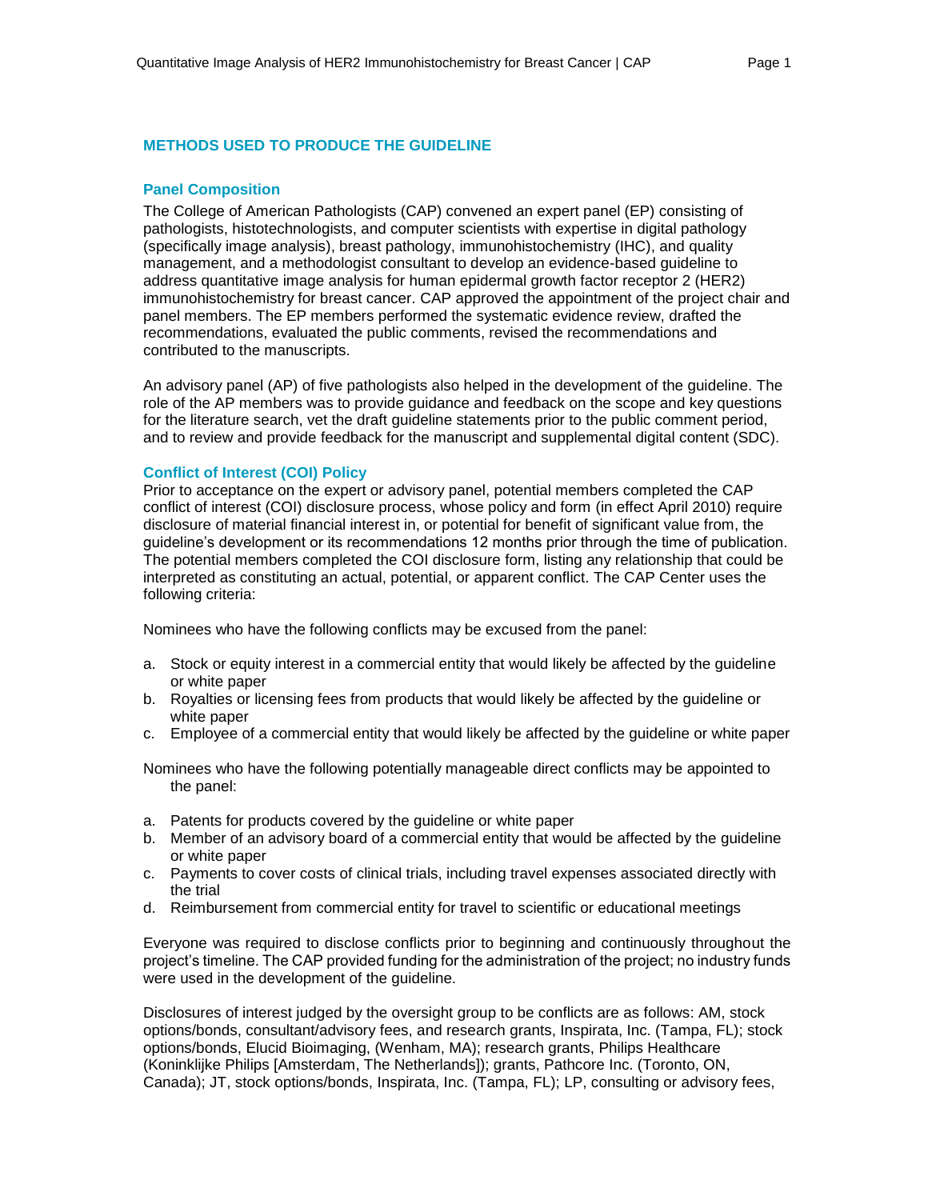## METHODS USED TO PRODUCE THE GUIDELINE

### Panel Composition

The College of American Pathologists (CAP) convened an expert panel (EP) consisting of pathologists, histotechnologists, and computer scientists with expertise in digital pathology (specifically image analysis), breast pathology, immunohistochemistry (IHC), and quality management, and a methodologist consultant to develop an evidence-based guideline to address quantitative image analysis for human epidermal growth factor receptor 2 (HER2) immunohistochemistry for breast cancer. CAP approved the appointment of the project chair and panel members. The EP members performed the systematic evidence review, drafted the recommendations, evaluated the public comments, revised the recommendations and contributed to the manuscripts.

An advisory panel (AP) of five pathologists also helped in the development of the guideline. The role of the AP members was to provide guidance and feedback on the scope and key questions for the literature search, vet the draft guideline statements prior to the public comment period, and to review and provide feedback for the manuscript and supplemental digital content (SDC).

### Conflict of Interest (COI) Policy

Prior to acceptance on the expert or advisory panel, potential members completed the CAP conflict of interest (COI) disclosure process, whose policy and form (in effect April 2010) require disclosure of material financial interest in, or potential for benefit of significant value from, the guideline's development or its recommendations 12 months prior through the time of publication. The potential members completed the COI disclosure form, listing any relationship that could be interpreted as constituting an actual, potential, or apparent conflict. The CAP Center uses the following criteria:

Nominees who have the following conflicts may be excused from the panel:

a. Stock or equity interest in a commercial entity that would likely be affected by the guideline or white paper
b. Royalties or licensing fees from products that would likely be affected by the guideline or white paper
c. Employee of a commercial entity that would likely be affected by the guideline or white paper

Nominees who have the following potentially manageable direct conflicts may be appointed to the panel:

a. Patents for products covered by the guideline or white paper
b. Member of an advisory board of a commercial entity that would be affected by the guideline or white paper
c. Payments to cover costs of clinical trials, including travel expenses associated directly with the trial
d. Reimbursement from commercial entity for travel to scientific or educational meetings

Everyone was required to disclose conflicts prior to beginning and continuously throughout the project's timeline. The CAP provided funding for the administration of the project; no industry funds were used in the development of the guideline.

Disclosures of interest judged by the oversight group to be conflicts are as follows: AM, stock options/bonds, consultant/advisory fees, and research grants, Inspirata, Inc. (Tampa, FL); stock options/bonds, Elucid Bioimaging, (Wenham, MA); research grants, Philips Healthcare (Koninklijke Philips [Amsterdam, The Netherlands]); grants, Pathcore Inc. (Toronto, ON, Canada); JT, stock options/bonds, Inspirata, Inc. (Tampa, FL); LP, consulting or advisory fees,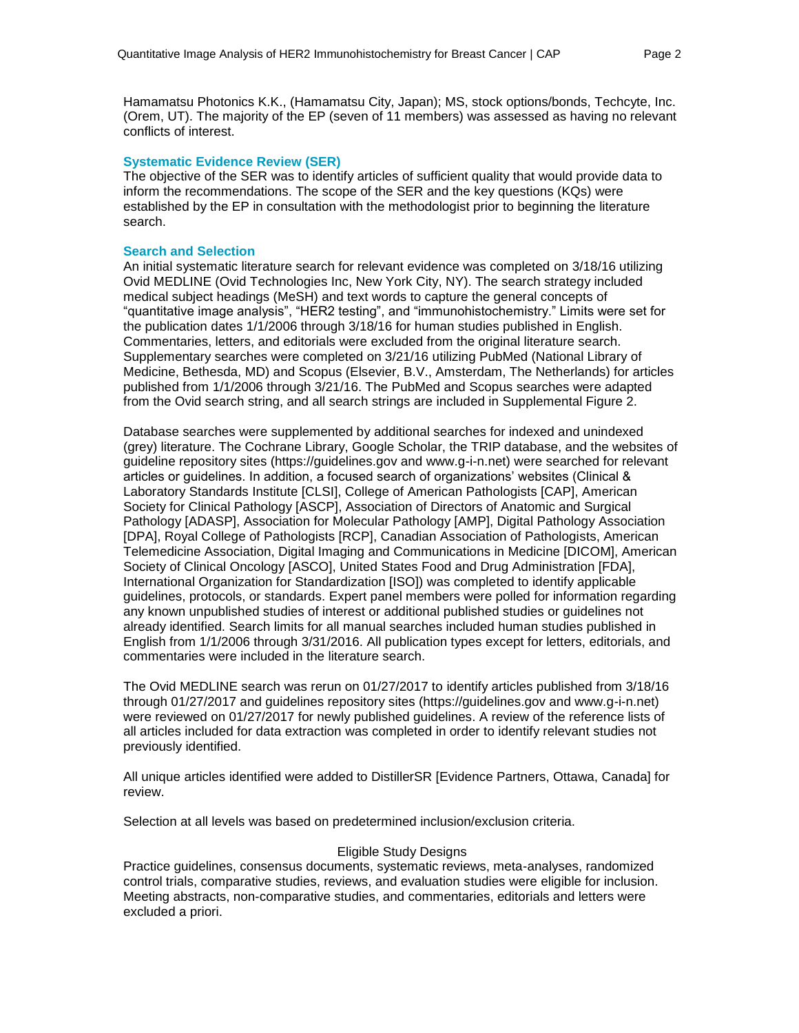Hamamatsu Photonics K.K., (Hamamatsu City, Japan); MS, stock options/bonds, Techcyte, Inc. (Orem, UT). The majority of the EP (seven of 11 members) was assessed as having no relevant conflicts of interest.

### Systematic Evidence Review (SER)

The objective of the SER was to identify articles of sufficient quality that would provide data to inform the recommendations. The scope of the SER and the key questions (KQs) were established by the EP in consultation with the methodologist prior to beginning the literature search.

### Search and Selection

An initial systematic literature search for relevant evidence was completed on 3/18/16 utilizing Ovid MEDLINE (Ovid Technologies Inc, New York City, NY). The search strategy included medical subject headings (MeSH) and text words to capture the general concepts of "quantitative image analysis", "HER2 testing", and "immunohistochemistry." Limits were set for the publication dates 1/1/2006 through 3/18/16 for human studies published in English. Commentaries, letters, and editorials were excluded from the original literature search. Supplementary searches were completed on 3/21/16 utilizing PubMed (National Library of Medicine, Bethesda, MD) and Scopus (Elsevier, B.V., Amsterdam, The Netherlands) for articles published from 1/1/2006 through 3/21/16. The PubMed and Scopus searches were adapted from the Ovid search string, and all search strings are included in Supplemental Figure 2.

Database searches were supplemented by additional searches for indexed and unindexed (grey) literature. The Cochrane Library, Google Scholar, the TRIP database, and the websites of guideline repository sites (https://guidelines.gov and www.g-i-n.net) were searched for relevant articles or guidelines. In addition, a focused search of organizations' websites (Clinical & Laboratory Standards Institute [CLSI], College of American Pathologists [CAP], American Society for Clinical Pathology [ASCP], Association of Directors of Anatomic and Surgical Pathology [ADASP], Association for Molecular Pathology [AMP], Digital Pathology Association [DPA], Royal College of Pathologists [RCP], Canadian Association of Pathologists, American Telemedicine Association, Digital Imaging and Communications in Medicine [DICOM], American Society of Clinical Oncology [ASCO], United States Food and Drug Administration [FDA], International Organization for Standardization [ISO]) was completed to identify applicable guidelines, protocols, or standards. Expert panel members were polled for information regarding any known unpublished studies of interest or additional published studies or guidelines not already identified. Search limits for all manual searches included human studies published in English from 1/1/2006 through 3/31/2016. All publication types except for letters, editorials, and commentaries were included in the literature search.

The Ovid MEDLINE search was rerun on 01/27/2017 to identify articles published from 3/18/16 through 01/27/2017 and guidelines repository sites (https://guidelines.gov and www.g-i-n.net) were reviewed on 01/27/2017 for newly published guidelines. A review of the reference lists of all articles included for data extraction was completed in order to identify relevant studies not previously identified.

All unique articles identified were added to DistillerSR [Evidence Partners, Ottawa, Canada] for review.

Selection at all levels was based on predetermined inclusion/exclusion criteria.

#### Eligible Study Designs

Practice guidelines, consensus documents, systematic reviews, meta-analyses, randomized control trials, comparative studies, reviews, and evaluation studies were eligible for inclusion. Meeting abstracts, non-comparative studies, and commentaries, editorials and letters were excluded a priori.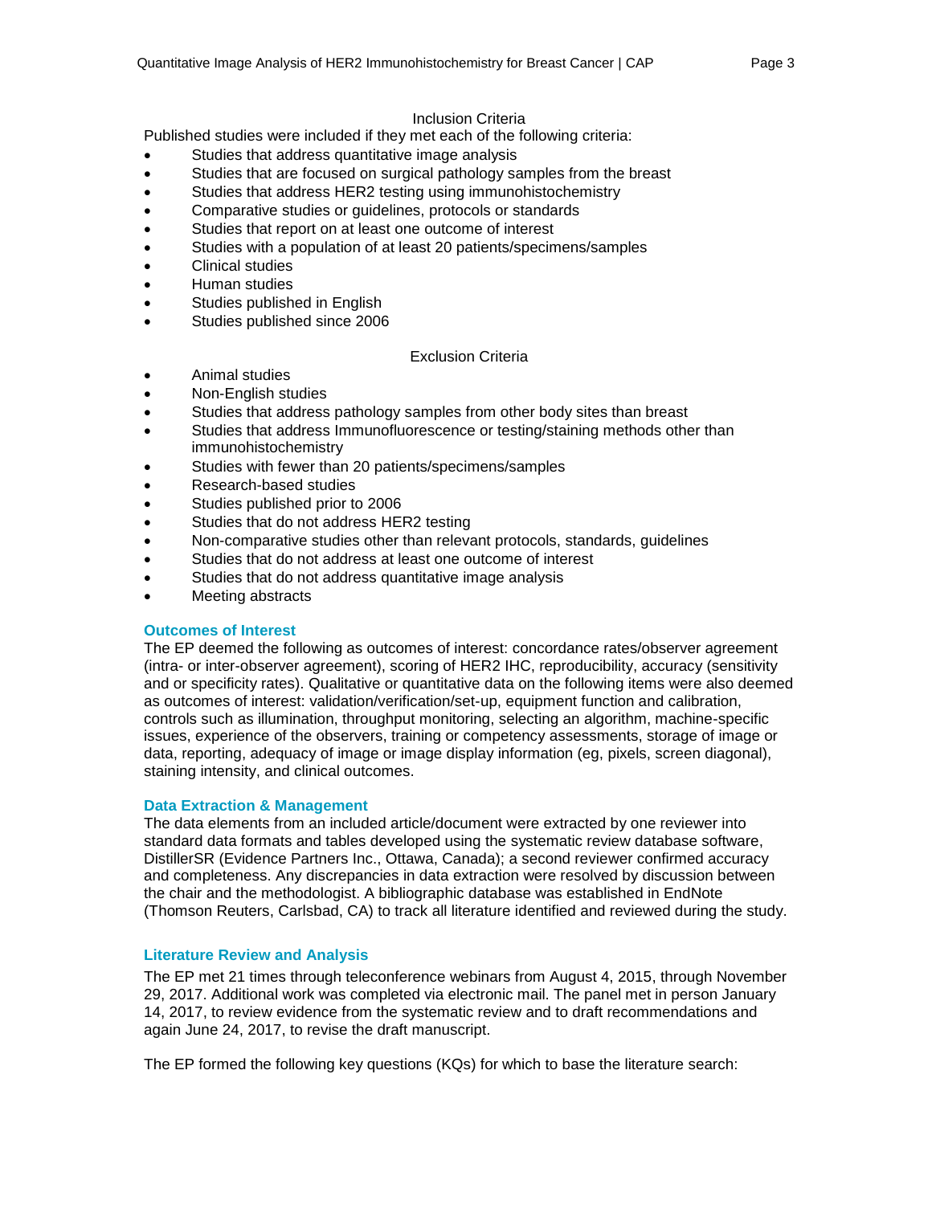Inclusion Criteria

Published studies were included if they met each of the following criteria:

- Studies that address quantitative image analysis
- Studies that are focused on surgical pathology samples from the breast
- Studies that address HER2 testing using immunohistochemistry
- Comparative studies or guidelines, protocols or standards
- Studies that report on at least one outcome of interest
- Studies with a population of at least 20 patients/specimens/samples
- Clinical studies
- Human studies
- Studies published in English
- Studies published since 2006

Exclusion Criteria

- Animal studies
- Non-English studies
- Studies that address pathology samples from other body sites than breast
- Studies that address Immunofluorescence or testing/staining methods other than immunohistochemistry
- Studies with fewer than 20 patients/specimens/samples
- Research-based studies
- Studies published prior to 2006
- Studies that do not address HER2 testing
- Non-comparative studies other than relevant protocols, standards, guidelines
- Studies that do not address at least one outcome of interest
- Studies that do not address quantitative image analysis
- Meeting abstracts

### Outcomes of Interest

The EP deemed the following as outcomes of interest: concordance rates/observer agreement (intra- or inter-observer agreement), scoring of HER2 IHC, reproducibility, accuracy (sensitivity and or specificity rates). Qualitative or quantitative data on the following items were also deemed as outcomes of interest: validation/verification/set-up, equipment function and calibration, controls such as illumination, throughput monitoring, selecting an algorithm, machine-specific issues, experience of the observers, training or competency assessments, storage of image or data, reporting, adequacy of image or image display information (eg, pixels, screen diagonal), staining intensity, and clinical outcomes.

### Data Extraction & Management

The data elements from an included article/document were extracted by one reviewer into standard data formats and tables developed using the systematic review database software, DistillerSR (Evidence Partners Inc., Ottawa, Canada); a second reviewer confirmed accuracy and completeness. Any discrepancies in data extraction were resolved by discussion between the chair and the methodologist. A bibliographic database was established in EndNote (Thomson Reuters, Carlsbad, CA) to track all literature identified and reviewed during the study.

### Literature Review and Analysis

The EP met 21 times through teleconference webinars from August 4, 2015, through November 29, 2017. Additional work was completed via electronic mail. The panel met in person January 14, 2017, to review evidence from the systematic review and to draft recommendations and again June 24, 2017, to revise the draft manuscript.

The EP formed the following key questions (KQs) for which to base the literature search: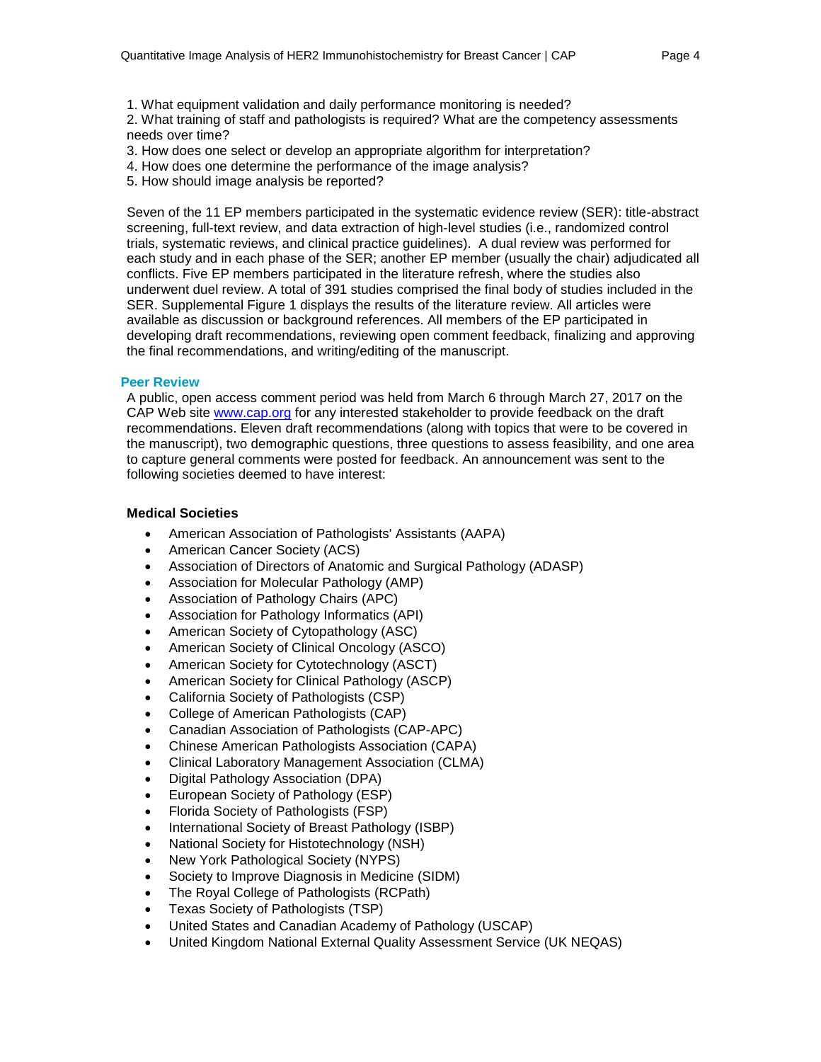1. What equipment validation and daily performance monitoring is needed?
2. What training of staff and pathologists is required? What are the competency assessments needs over time?
3. How does one select or develop an appropriate algorithm for interpretation?
4. How does one determine the performance of the image analysis?
5. How should image analysis be reported?

Seven of the 11 EP members participated in the systematic evidence review (SER): title-abstract screening, full-text review, and data extraction of high-level studies (i.e., randomized control trials, systematic reviews, and clinical practice guidelines). A dual review was performed for each study and in each phase of the SER; another EP member (usually the chair) adjudicated all conflicts. Five EP members participated in the literature refresh, where the studies also underwent duel review. A total of 391 studies comprised the final body of studies included in the SER. Supplemental Figure 1 displays the results of the literature review. All articles were available as discussion or background references. All members of the EP participated in developing draft recommendations, reviewing open comment feedback, finalizing and approving the final recommendations, and writing/editing of the manuscript.

## Peer Review

A public, open access comment period was held from March 6 through March 27, 2017 on the CAP Web site www.cap.org for any interested stakeholder to provide feedback on the draft recommendations. Eleven draft recommendations (along with topics that were to be covered in the manuscript), two demographic questions, three questions to assess feasibility, and one area to capture general comments were posted for feedback. An announcement was sent to the following societies deemed to have interest:

**Medical Societies**

- American Association of Pathologists' Assistants (AAPA)
- American Cancer Society (ACS)
- Association of Directors of Anatomic and Surgical Pathology (ADASP)
- Association for Molecular Pathology (AMP)
- Association of Pathology Chairs (APC)
- Association for Pathology Informatics (API)
- American Society of Cytopathology (ASC)
- American Society of Clinical Oncology (ASCO)
- American Society for Cytotechnology (ASCT)
- American Society for Clinical Pathology (ASCP)
- California Society of Pathologists (CSP)
- College of American Pathologists (CAP)
- Canadian Association of Pathologists (CAP-APC)
- Chinese American Pathologists Association (CAPA)
- Clinical Laboratory Management Association (CLMA)
- Digital Pathology Association (DPA)
- European Society of Pathology (ESP)
- Florida Society of Pathologists (FSP)
- International Society of Breast Pathology (ISBP)
- National Society for Histotechnology (NSH)
- New York Pathological Society (NYPS)
- Society to Improve Diagnosis in Medicine (SIDM)
- The Royal College of Pathologists (RCPath)
- Texas Society of Pathologists (TSP)
- United States and Canadian Academy of Pathology (USCAP)
- United Kingdom National External Quality Assessment Service (UK NEQAS)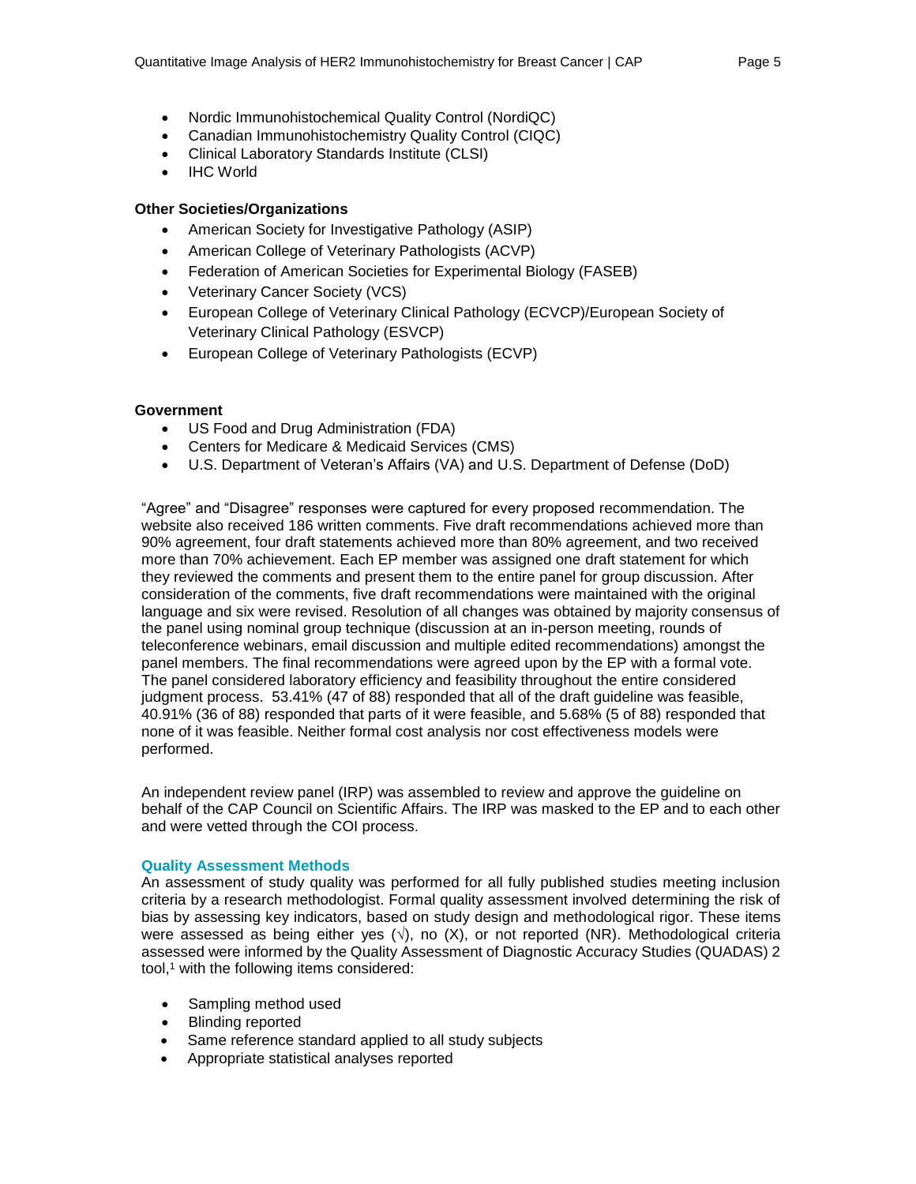- Nordic Immunohistochemical Quality Control (NordiQC)
- Canadian Immunohistochemistry Quality Control (CIQC)
- Clinical Laboratory Standards Institute (CLSI)
- IHC World

**Other Societies/Organizations**

- American Society for Investigative Pathology (ASIP)
- American College of Veterinary Pathologists (ACVP)
- Federation of American Societies for Experimental Biology (FASEB)
- Veterinary Cancer Society (VCS)
- European College of Veterinary Clinical Pathology (ECVCP)/European Society of Veterinary Clinical Pathology (ESVCP)
- European College of Veterinary Pathologists (ECVP)

**Government**

- US Food and Drug Administration (FDA)
- Centers for Medicare & Medicaid Services (CMS)
- U.S. Department of Veteran's Affairs (VA) and U.S. Department of Defense (DoD)

"Agree" and "Disagree" responses were captured for every proposed recommendation. The website also received 186 written comments. Five draft recommendations achieved more than 90% agreement, four draft statements achieved more than 80% agreement, and two received more than 70% achievement. Each EP member was assigned one draft statement for which they reviewed the comments and present them to the entire panel for group discussion. After consideration of the comments, five draft recommendations were maintained with the original language and six were revised. Resolution of all changes was obtained by majority consensus of the panel using nominal group technique (discussion at an in-person meeting, rounds of teleconference webinars, email discussion and multiple edited recommendations) amongst the panel members. The final recommendations were agreed upon by the EP with a formal vote. The panel considered laboratory efficiency and feasibility throughout the entire considered judgment process. 53.41% (47 of 88) responded that all of the draft guideline was feasible, 40.91% (36 of 88) responded that parts of it were feasible, and 5.68% (5 of 88) responded that none of it was feasible. Neither formal cost analysis nor cost effectiveness models were performed.

An independent review panel (IRP) was assembled to review and approve the guideline on behalf of the CAP Council on Scientific Affairs. The IRP was masked to the EP and to each other and were vetted through the COI process.

### Quality Assessment Methods

An assessment of study quality was performed for all fully published studies meeting inclusion criteria by a research methodologist. Formal quality assessment involved determining the risk of bias by assessing key indicators, based on study design and methodological rigor. These items were assessed as being either yes (√), no (X), or not reported (NR). Methodological criteria assessed were informed by the Quality Assessment of Diagnostic Accuracy Studies (QUADAS) 2 tool,[1] with the following items considered:

- Sampling method used
- Blinding reported
- Same reference standard applied to all study subjects
- Appropriate statistical analyses reported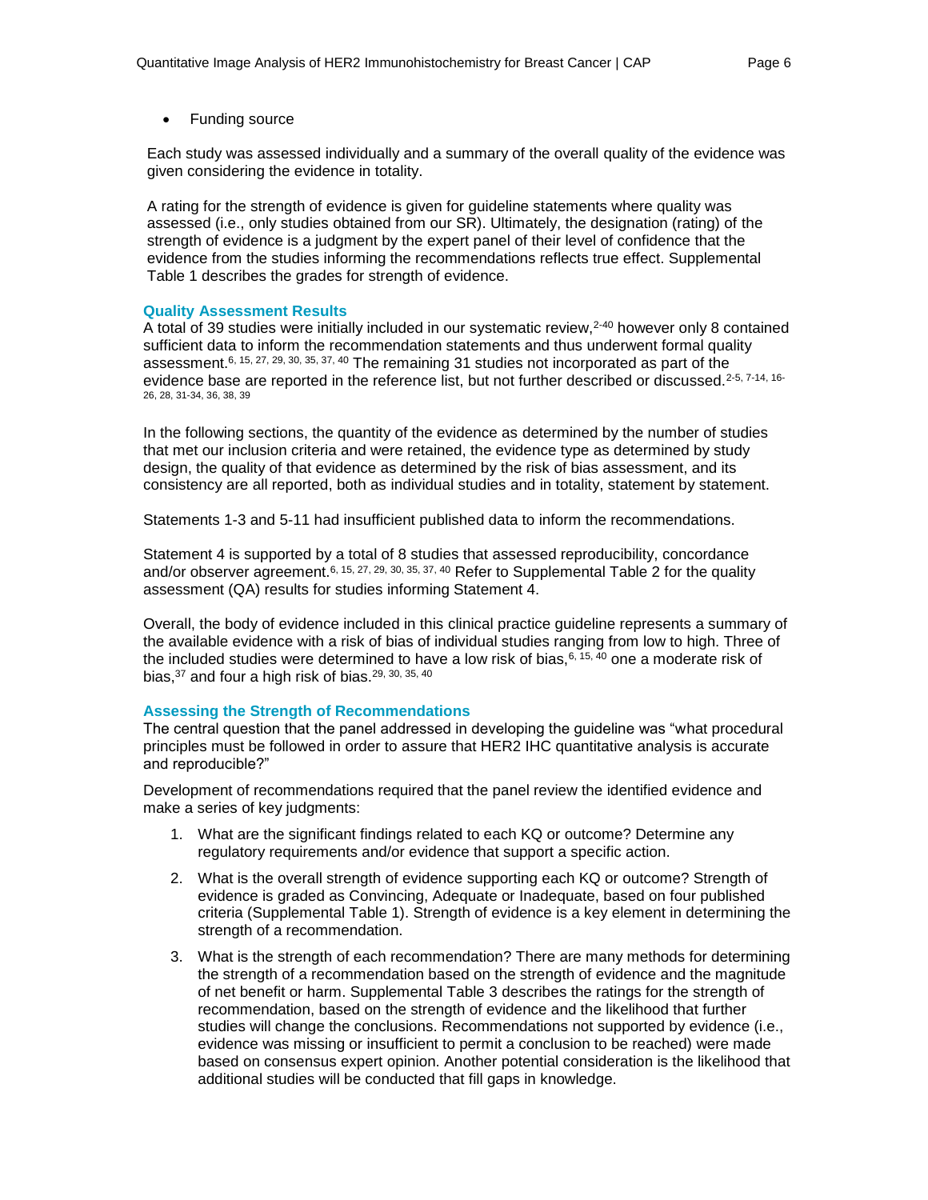- Funding source

Each study was assessed individually and a summary of the overall quality of the evidence was given considering the evidence in totality.

A rating for the strength of evidence is given for guideline statements where quality was assessed (i.e., only studies obtained from our SR). Ultimately, the designation (rating) of the strength of evidence is a judgment by the expert panel of their level of confidence that the evidence from the studies informing the recommendations reflects true effect. Supplemental Table 1 describes the grades for strength of evidence.

### Quality Assessment Results

A total of 39 studies were initially included in our systematic review,[2-40] however only 8 contained sufficient data to inform the recommendation statements and thus underwent formal quality assessment.[6, 15, 27, 29, 30, 35, 37, 40] The remaining 31 studies not incorporated as part of the evidence base are reported in the reference list, but not further described or discussed.[2-5, 7-14, 16-26, 28, 31-34, 36, 38, 39]

In the following sections, the quantity of the evidence as determined by the number of studies that met our inclusion criteria and were retained, the evidence type as determined by study design, the quality of that evidence as determined by the risk of bias assessment, and its consistency are all reported, both as individual studies and in totality, statement by statement.

Statements 1-3 and 5-11 had insufficient published data to inform the recommendations.

Statement 4 is supported by a total of 8 studies that assessed reproducibility, concordance and/or observer agreement.[6, 15, 27, 29, 30, 35, 37, 40] Refer to Supplemental Table 2 for the quality assessment (QA) results for studies informing Statement 4.

Overall, the body of evidence included in this clinical practice guideline represents a summary of the available evidence with a risk of bias of individual studies ranging from low to high. Three of the included studies were determined to have a low risk of bias,[6, 15, 40] one a moderate risk of bias,[37] and four a high risk of bias.[29, 30, 35, 40]

### Assessing the Strength of Recommendations

The central question that the panel addressed in developing the guideline was "what procedural principles must be followed in order to assure that HER2 IHC quantitative analysis is accurate and reproducible?"

Development of recommendations required that the panel review the identified evidence and make a series of key judgments:

1. What are the significant findings related to each KQ or outcome? Determine any regulatory requirements and/or evidence that support a specific action.
2. What is the overall strength of evidence supporting each KQ or outcome? Strength of evidence is graded as Convincing, Adequate or Inadequate, based on four published criteria (Supplemental Table 1). Strength of evidence is a key element in determining the strength of a recommendation.
3. What is the strength of each recommendation? There are many methods for determining the strength of a recommendation based on the strength of evidence and the magnitude of net benefit or harm. Supplemental Table 3 describes the ratings for the strength of recommendation, based on the strength of evidence and the likelihood that further studies will change the conclusions. Recommendations not supported by evidence (i.e., evidence was missing or insufficient to permit a conclusion to be reached) were made based on consensus expert opinion. Another potential consideration is the likelihood that additional studies will be conducted that fill gaps in knowledge.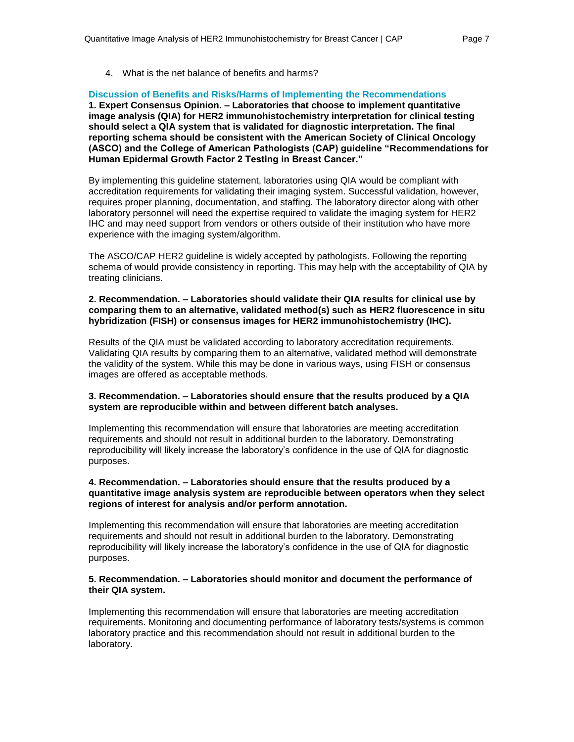4. What is the net balance of benefits and harms?

## Discussion of Benefits and Risks/Harms of Implementing the Recommendations

**1. Expert Consensus Opinion. – Laboratories that choose to implement quantitative image analysis (QIA) for HER2 immunohistochemistry interpretation for clinical testing should select a QIA system that is validated for diagnostic interpretation. The final reporting schema should be consistent with the American Society of Clinical Oncology (ASCO) and the College of American Pathologists (CAP) guideline "Recommendations for Human Epidermal Growth Factor 2 Testing in Breast Cancer."**

By implementing this guideline statement, laboratories using QIA would be compliant with accreditation requirements for validating their imaging system. Successful validation, however, requires proper planning, documentation, and staffing. The laboratory director along with other laboratory personnel will need the expertise required to validate the imaging system for HER2 IHC and may need support from vendors or others outside of their institution who have more experience with the imaging system/algorithm.

The ASCO/CAP HER2 guideline is widely accepted by pathologists. Following the reporting schema of would provide consistency in reporting. This may help with the acceptability of QIA by treating clinicians.

**2. Recommendation. – Laboratories should validate their QIA results for clinical use by comparing them to an alternative, validated method(s) such as HER2 fluorescence in situ hybridization (FISH) or consensus images for HER2 immunohistochemistry (IHC).**

Results of the QIA must be validated according to laboratory accreditation requirements. Validating QIA results by comparing them to an alternative, validated method will demonstrate the validity of the system. While this may be done in various ways, using FISH or consensus images are offered as acceptable methods.

**3. Recommendation. – Laboratories should ensure that the results produced by a QIA system are reproducible within and between different batch analyses.**

Implementing this recommendation will ensure that laboratories are meeting accreditation requirements and should not result in additional burden to the laboratory. Demonstrating reproducibility will likely increase the laboratory's confidence in the use of QIA for diagnostic purposes.

**4. Recommendation. – Laboratories should ensure that the results produced by a quantitative image analysis system are reproducible between operators when they select regions of interest for analysis and/or perform annotation.**

Implementing this recommendation will ensure that laboratories are meeting accreditation requirements and should not result in additional burden to the laboratory. Demonstrating reproducibility will likely increase the laboratory's confidence in the use of QIA for diagnostic purposes.

**5. Recommendation. – Laboratories should monitor and document the performance of their QIA system.**

Implementing this recommendation will ensure that laboratories are meeting accreditation requirements. Monitoring and documenting performance of laboratory tests/systems is common laboratory practice and this recommendation should not result in additional burden to the laboratory.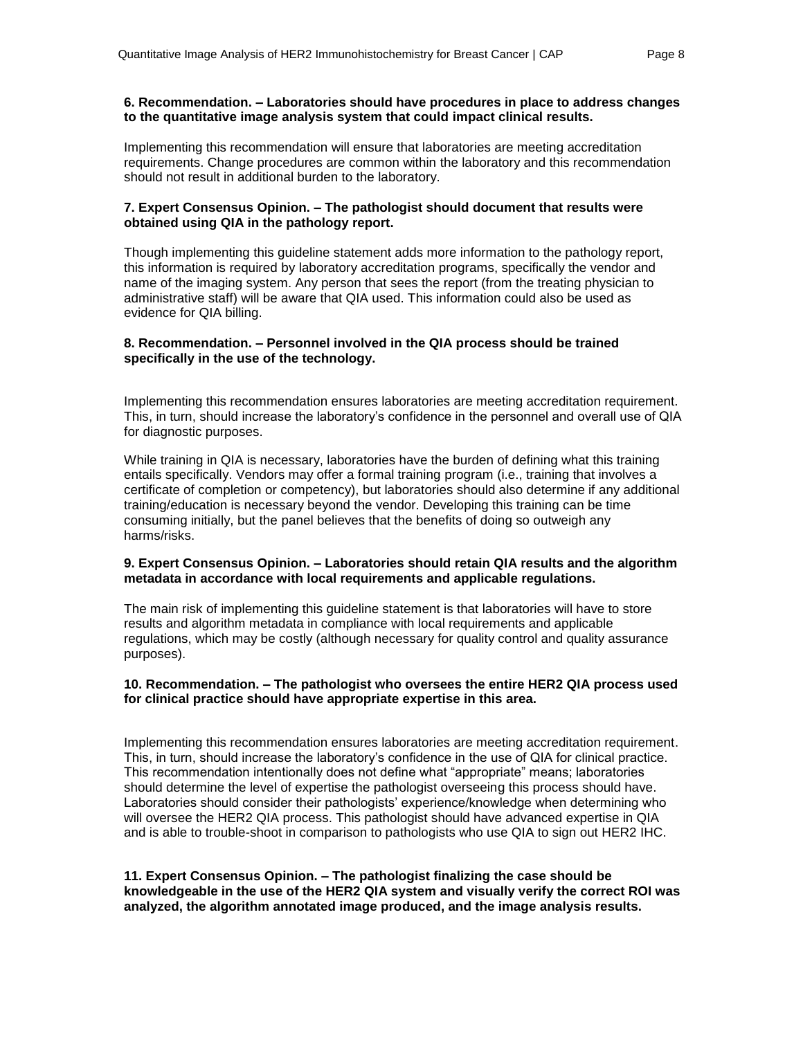**6. Recommendation. – Laboratories should have procedures in place to address changes to the quantitative image analysis system that could impact clinical results.**

Implementing this recommendation will ensure that laboratories are meeting accreditation requirements. Change procedures are common within the laboratory and this recommendation should not result in additional burden to the laboratory.

**7. Expert Consensus Opinion. – The pathologist should document that results were obtained using QIA in the pathology report.**

Though implementing this guideline statement adds more information to the pathology report, this information is required by laboratory accreditation programs, specifically the vendor and name of the imaging system. Any person that sees the report (from the treating physician to administrative staff) will be aware that QIA used. This information could also be used as evidence for QIA billing.

**8. Recommendation. – Personnel involved in the QIA process should be trained specifically in the use of the technology.**

Implementing this recommendation ensures laboratories are meeting accreditation requirement. This, in turn, should increase the laboratory's confidence in the personnel and overall use of QIA for diagnostic purposes.

While training in QIA is necessary, laboratories have the burden of defining what this training entails specifically. Vendors may offer a formal training program (i.e., training that involves a certificate of completion or competency), but laboratories should also determine if any additional training/education is necessary beyond the vendor. Developing this training can be time consuming initially, but the panel believes that the benefits of doing so outweigh any harms/risks.

**9. Expert Consensus Opinion. – Laboratories should retain QIA results and the algorithm metadata in accordance with local requirements and applicable regulations.**

The main risk of implementing this guideline statement is that laboratories will have to store results and algorithm metadata in compliance with local requirements and applicable regulations, which may be costly (although necessary for quality control and quality assurance purposes).

**10. Recommendation. – The pathologist who oversees the entire HER2 QIA process used for clinical practice should have appropriate expertise in this area.**

Implementing this recommendation ensures laboratories are meeting accreditation requirement. This, in turn, should increase the laboratory's confidence in the use of QIA for clinical practice. This recommendation intentionally does not define what "appropriate" means; laboratories should determine the level of expertise the pathologist overseeing this process should have. Laboratories should consider their pathologists' experience/knowledge when determining who will oversee the HER2 QIA process. This pathologist should have advanced expertise in QIA and is able to trouble-shoot in comparison to pathologists who use QIA to sign out HER2 IHC.

**11. Expert Consensus Opinion. – The pathologist finalizing the case should be knowledgeable in the use of the HER2 QIA system and visually verify the correct ROI was analyzed, the algorithm annotated image produced, and the image analysis results.**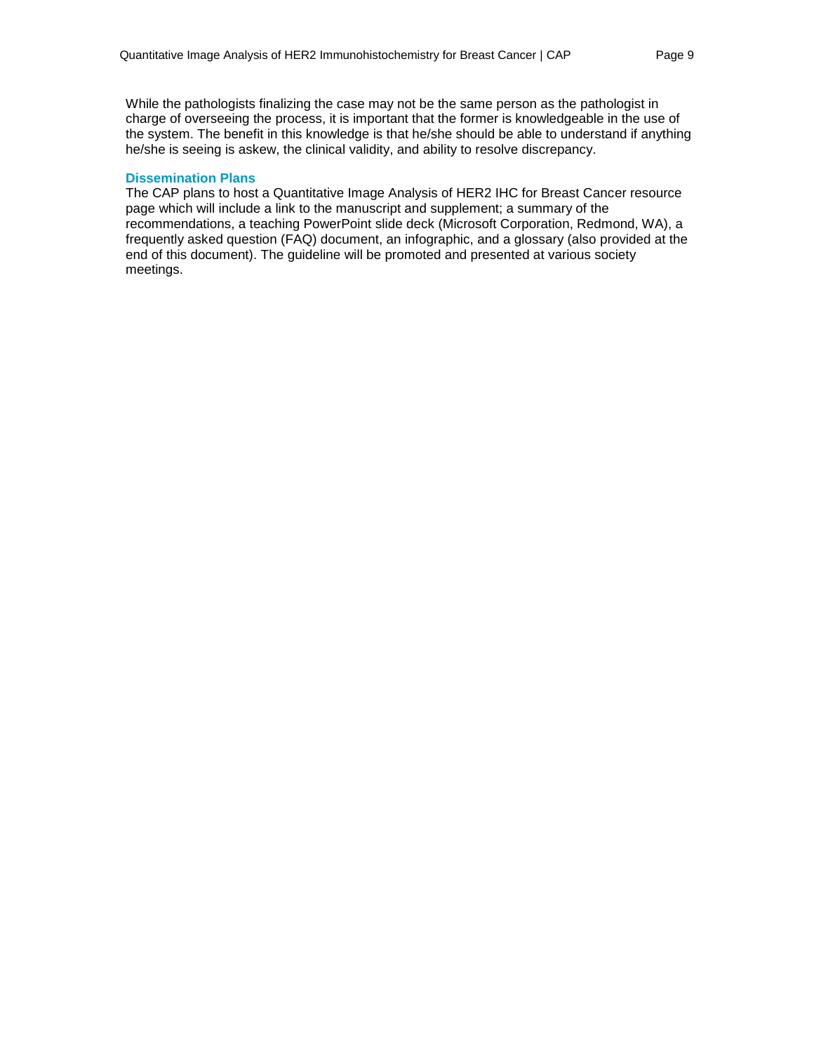While the pathologists finalizing the case may not be the same person as the pathologist in charge of overseeing the process, it is important that the former is knowledgeable in the use of the system. The benefit in this knowledge is that he/she should be able to understand if anything he/she is seeing is askew, the clinical validity, and ability to resolve discrepancy.

### Dissemination Plans

The CAP plans to host a Quantitative Image Analysis of HER2 IHC for Breast Cancer resource page which will include a link to the manuscript and supplement; a summary of the recommendations, a teaching PowerPoint slide deck (Microsoft Corporation, Redmond, WA), a frequently asked question (FAQ) document, an infographic, and a glossary (also provided at the end of this document). The guideline will be promoted and presented at various society meetings.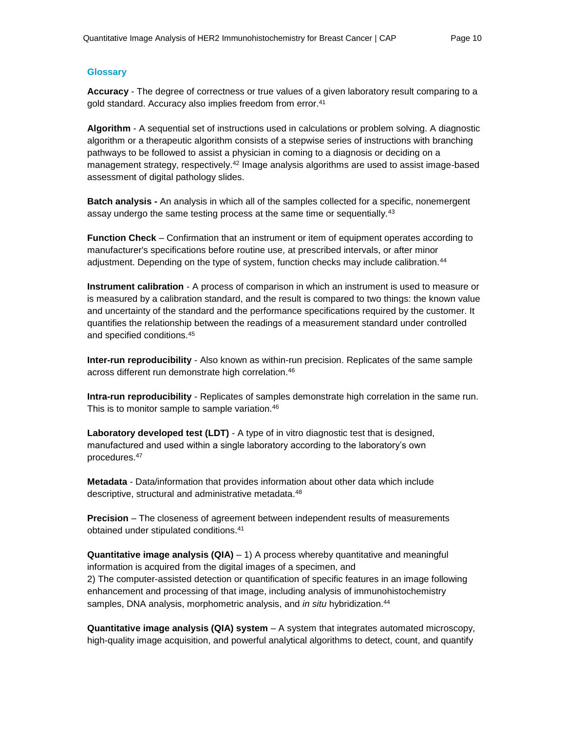## Glossary

**Accuracy** - The degree of correctness or true values of a given laboratory result comparing to a gold standard. Accuracy also implies freedom from error.[41]

**Algorithm** - A sequential set of instructions used in calculations or problem solving. A diagnostic algorithm or a therapeutic algorithm consists of a stepwise series of instructions with branching pathways to be followed to assist a physician in coming to a diagnosis or deciding on a management strategy, respectively.[42] Image analysis algorithms are used to assist image-based assessment of digital pathology slides.

**Batch analysis -** An analysis in which all of the samples collected for a specific, nonemergent assay undergo the same testing process at the same time or sequentially.[43]

**Function Check** – Confirmation that an instrument or item of equipment operates according to manufacturer's specifications before routine use, at prescribed intervals, or after minor adjustment. Depending on the type of system, function checks may include calibration.[44]

**Instrument calibration** - A process of comparison in which an instrument is used to measure or is measured by a calibration standard, and the result is compared to two things: the known value and uncertainty of the standard and the performance specifications required by the customer. It quantifies the relationship between the readings of a measurement standard under controlled and specified conditions.[45]

**Inter-run reproducibility** - Also known as within-run precision. Replicates of the same sample across different run demonstrate high correlation.[46]

**Intra-run reproducibility** - Replicates of samples demonstrate high correlation in the same run. This is to monitor sample to sample variation.[46]

**Laboratory developed test (LDT)** - A type of in vitro diagnostic test that is designed, manufactured and used within a single laboratory according to the laboratory's own procedures.[47]

**Metadata** - Data/information that provides information about other data which include descriptive, structural and administrative metadata.[48]

**Precision** – The closeness of agreement between independent results of measurements obtained under stipulated conditions.[41]

**Quantitative image analysis (QIA)** – 1) A process whereby quantitative and meaningful information is acquired from the digital images of a specimen, and
2) The computer-assisted detection or quantification of specific features in an image following enhancement and processing of that image, including analysis of immunohistochemistry samples, DNA analysis, morphometric analysis, and *in situ* hybridization.[44]

**Quantitative image analysis (QIA) system** – A system that integrates automated microscopy, high-quality image acquisition, and powerful analytical algorithms to detect, count, and quantify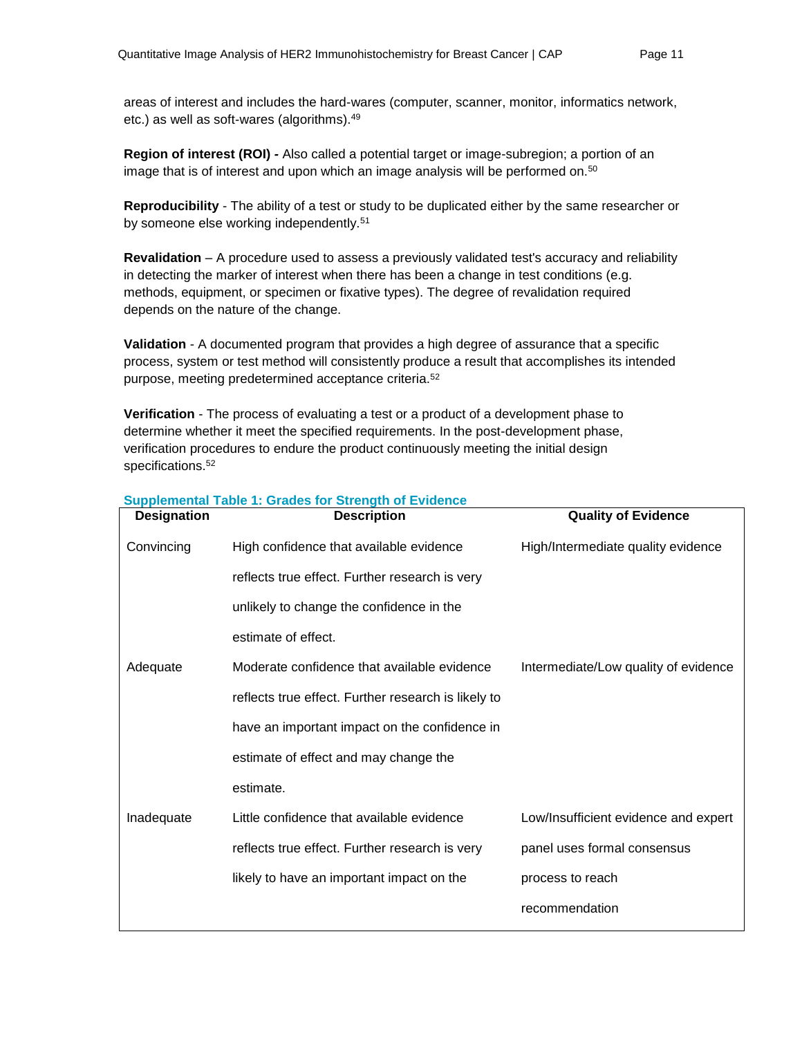areas of interest and includes the hard-wares (computer, scanner, monitor, informatics network, etc.) as well as soft-wares (algorithms).[49]

**Region of interest (ROI) -** Also called a potential target or image-subregion; a portion of an image that is of interest and upon which an image analysis will be performed on.[50]

**Reproducibility** - The ability of a test or study to be duplicated either by the same researcher or by someone else working independently.[51]

**Revalidation** – A procedure used to assess a previously validated test's accuracy and reliability in detecting the marker of interest when there has been a change in test conditions (e.g. methods, equipment, or specimen or fixative types). The degree of revalidation required depends on the nature of the change.

**Validation** - A documented program that provides a high degree of assurance that a specific process, system or test method will consistently produce a result that accomplishes its intended purpose, meeting predetermined acceptance criteria.[52]

**Verification** - The process of evaluating a test or a product of a development phase to determine whether it meet the specified requirements. In the post-development phase, verification procedures to endure the product continuously meeting the initial design specifications.[52]

**Supplemental Table 1: Grades for Strength of Evidence**

| Designation | Description | Quality of Evidence |
|---|---|---|
| Convincing | High confidence that available evidence reflects true effect. Further research is very unlikely to change the confidence in the estimate of effect. | High/Intermediate quality evidence |
| Adequate | Moderate confidence that available evidence reflects true effect. Further research is likely to have an important impact on the confidence in estimate of effect and may change the estimate. | Intermediate/Low quality of evidence |
| Inadequate | Little confidence that available evidence reflects true effect. Further research is very likely to have an important impact on the | Low/Insufficient evidence and expert panel uses formal consensus process to reach recommendation |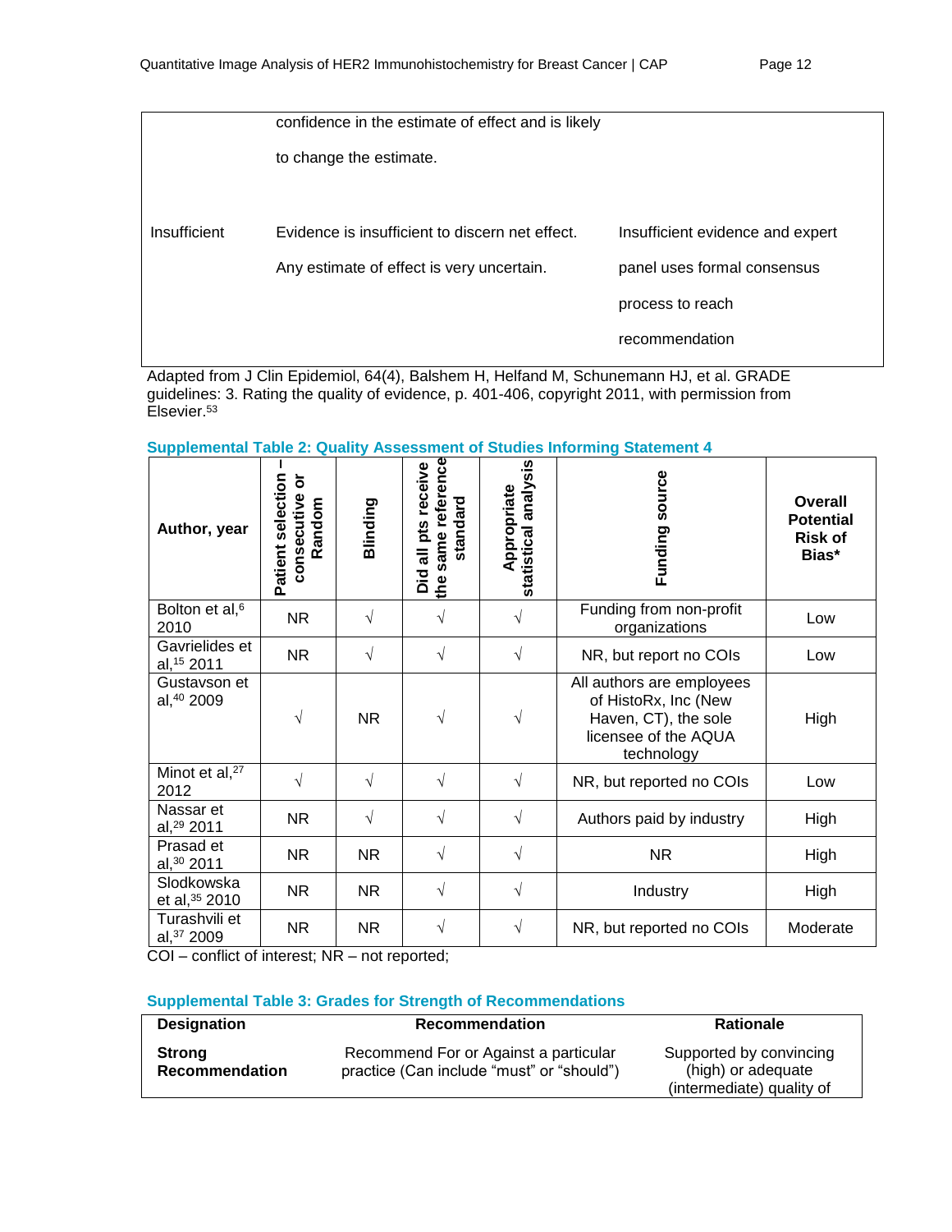|  | confidence in the estimate of effect and is likely to change the estimate. |  |
|---|---|---|
| Insufficient | Evidence is insufficient to discern net effect. Any estimate of effect is very uncertain. | Insufficient evidence and expert panel uses formal consensus process to reach recommendation |

Adapted from J Clin Epidemiol, 64(4), Balshem H, Helfand M, Schunemann HJ, et al. GRADE guidelines: 3. Rating the quality of evidence, p. 401-406, copyright 2011, with permission from Elsevier.[53]

**Supplemental Table 2: Quality Assessment of Studies Informing Statement 4**

| Author, year | Patient selection – consecutive or Random | Blinding | Did all pts receive the same reference standard | Appropriate statistical analysis | Funding source | Overall Potential Risk of Bias* |
|---|---|---|---|---|---|---|
| Bolton et al,[6] 2010 | NR | √ | √ | √ | Funding from non-profit organizations | Low |
| Gavrielides et al,[15] 2011 | NR | √ | √ | √ | NR, but report no COIs | Low |
| Gustavson et al,[40] 2009 | √ | NR | √ | √ | All authors are employees of HistoRx, Inc (New Haven, CT), the sole licensee of the AQUA technology | High |
| Minot et al,[27] 2012 | √ | √ | √ | √ | NR, but reported no COIs | Low |
| Nassar et al,[29] 2011 | NR | √ | √ | √ | Authors paid by industry | High |
| Prasad et al,[30] 2011 | NR | NR | √ | √ | NR | High |
| Slodkowska et al,[35] 2010 | NR | NR | √ | √ | Industry | High |
| Turashvili et al,[37] 2009 | NR | NR | √ | √ | NR, but reported no COIs | Moderate |

COI – conflict of interest; NR – not reported;

**Supplemental Table 3: Grades for Strength of Recommendations**

| Designation | Recommendation | Rationale |
|---|---|---|
| **Strong Recommendation** | Recommend For or Against a particular practice (Can include "must" or "should") | Supported by convincing (high) or adequate (intermediate) quality of |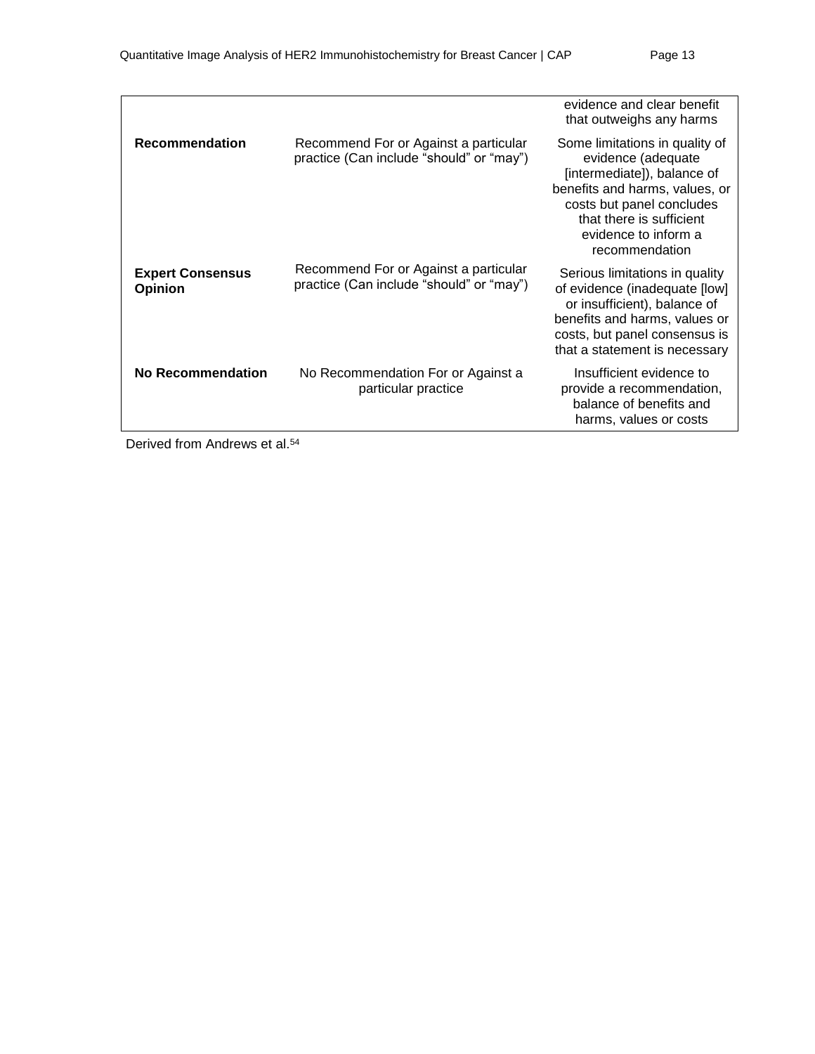| | | |
|---|---|---|
| | | evidence and clear benefit that outweighs any harms |
| **Recommendation** | Recommend For or Against a particular practice (Can include “should” or “may”) | Some limitations in quality of evidence (adequate [intermediate]), balance of benefits and harms, values, or costs but panel concludes that there is sufficient evidence to inform a recommendation |
| **Expert Consensus Opinion** | Recommend For or Against a particular practice (Can include “should” or “may”) | Serious limitations in quality of evidence (inadequate [low] or insufficient), balance of benefits and harms, values or costs, but panel consensus is that a statement is necessary |
| **No Recommendation** | No Recommendation For or Against a particular practice | Insufficient evidence to provide a recommendation, balance of benefits and harms, values or costs |

Derived from Andrews et al.[54]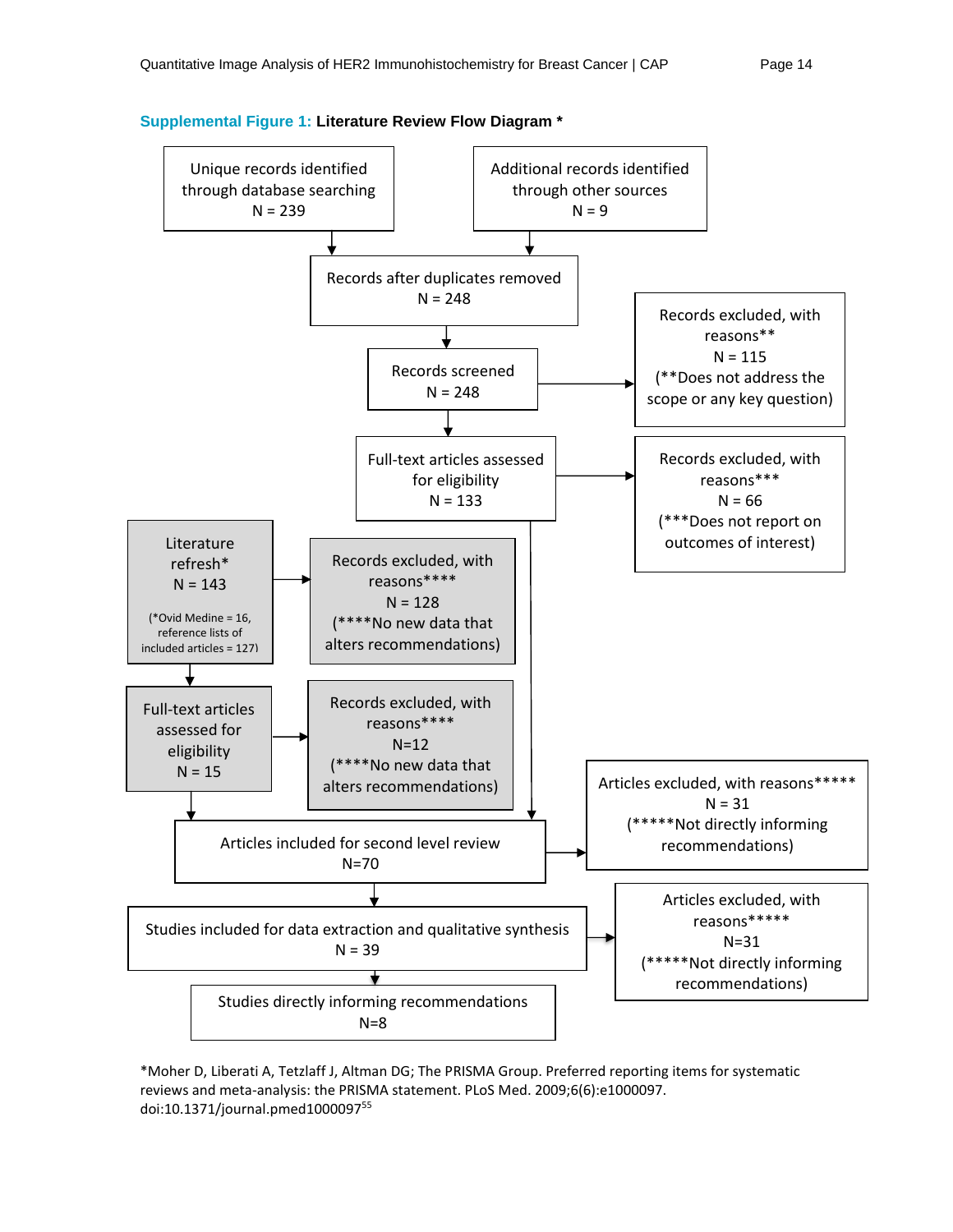**Supplemental Figure 1: Literature Review Flow Diagram ***

Unique records identified through database searching
N = 239

Additional records identified through other sources
N = 9

Records after duplicates removed
N = 248

Records screened
N = 248

Records excluded, with reasons**
N = 115
(**Does not address the scope or any key question)

Full-text articles assessed for eligibility
N = 133

Records excluded, with reasons***
N = 66
(***Does not report on outcomes of interest)

Literature refresh*
N = 143
(*Ovid Medine = 16, reference lists of included articles = 127)

Records excluded, with reasons****
N = 128
(****No new data that alters recommendations)

Full-text articles assessed for eligibility
N = 15

Records excluded, with reasons****
N=12
(****No new data that alters recommendations)

Articles included for second level review
N=70

Articles excluded, with reasons*****
N = 31
(*****Not directly informing recommendations)

Studies included for data extraction and qualitative synthesis
N = 39

Articles excluded, with reasons*****
N=31
(*****Not directly informing recommendations)

Studies directly informing recommendations
N=8

*Moher D, Liberati A, Tetzlaff J, Altman DG; The PRISMA Group. Preferred reporting items for systematic reviews and meta-analysis: the PRISMA statement. PLoS Med. 2009;6(6):e1000097. doi:10.1371/journal.pmed1000097[55]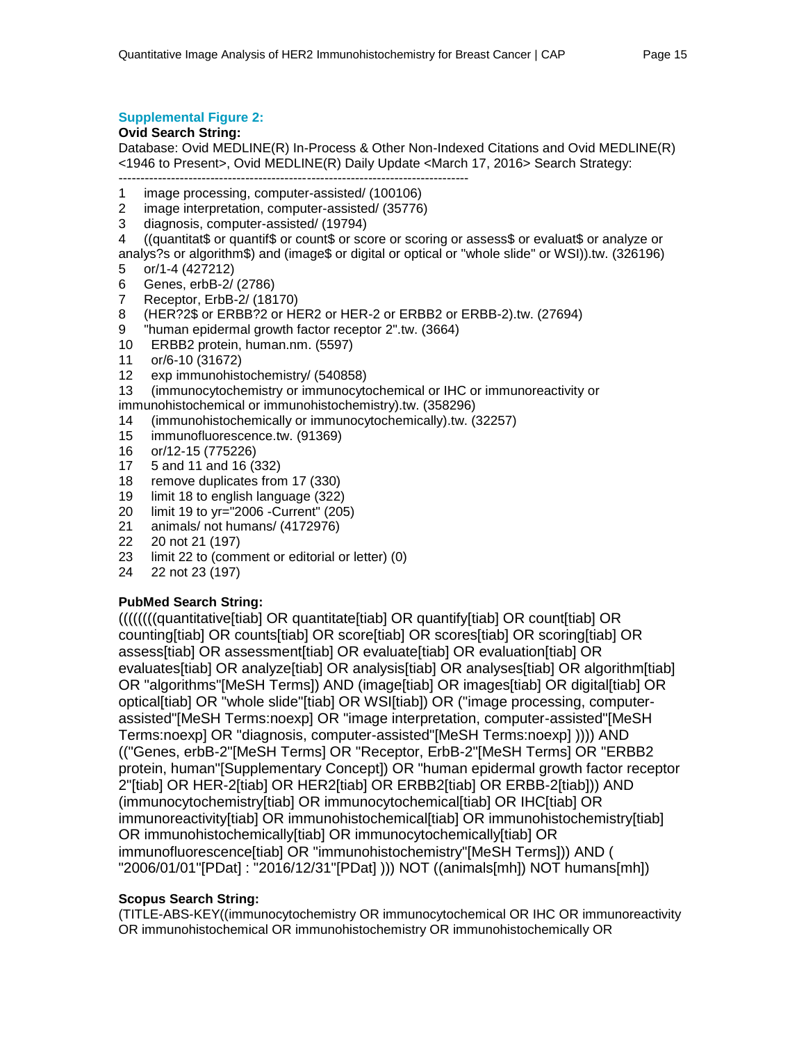### Supplemental Figure 2:

**Ovid Search String:**

Database: Ovid MEDLINE(R) In-Process & Other Non-Indexed Citations and Ovid MEDLINE(R) <1946 to Present>, Ovid MEDLINE(R) Daily Update <March 17, 2016> Search Strategy:

--------------------------------------------------------------------------------

1 image processing, computer-assisted/ (100106)
2 image interpretation, computer-assisted/ (35776)
3 diagnosis, computer-assisted/ (19794)
4 ((quantitat$ or quantif$ or count$ or score or scoring or assess$ or evaluat$ or analyze or analys?s or algorithm$) and (image$ or digital or optical or "whole slide" or WSI)).tw. (326196)
5 or/1-4 (427212)
6 Genes, erbB-2/ (2786)
7 Receptor, ErbB-2/ (18170)
8 (HER?2$ or ERBB?2 or HER2 or HER-2 or ERBB2 or ERBB-2).tw. (27694)
9 "human epidermal growth factor receptor 2".tw. (3664)
10 ERBB2 protein, human.nm. (5597)
11 or/6-10 (31672)
12 exp immunohistochemistry/ (540858)
13 (immunocytochemistry or immunocytochemical or IHC or immunoreactivity or immunohistochemical or immunohistochemistry).tw. (358296)
14 (immunohistochemically or immunocytochemically).tw. (32257)
15 immunofluorescence.tw. (91369)
16 or/12-15 (775226)
17 5 and 11 and 16 (332)
18 remove duplicates from 17 (330)
19 limit 18 to english language (322)
20 limit 19 to yr="2006 -Current" (205)
21 animals/ not humans/ (4172976)
22 20 not 21 (197)
23 limit 22 to (comment or editorial or letter) (0)
24 22 not 23 (197)

**PubMed Search String:**

((((((((quantitative[tiab] OR quantitate[tiab] OR quantify[tiab] OR count[tiab] OR counting[tiab] OR counts[tiab] OR score[tiab] OR scores[tiab] OR scoring[tiab] OR assess[tiab] OR assessment[tiab] OR evaluate[tiab] OR evaluation[tiab] OR evaluates[tiab] OR analyze[tiab] OR analysis[tiab] OR analyses[tiab] OR algorithm[tiab] OR "algorithms"[MeSH Terms]) AND (image[tiab] OR images[tiab] OR digital[tiab] OR optical[tiab] OR "whole slide"[tiab] OR WSI[tiab]) OR ("image processing, computer-assisted"[MeSH Terms:noexp] OR "image interpretation, computer-assisted"[MeSH Terms:noexp] OR "diagnosis, computer-assisted"[MeSH Terms:noexp] )))) AND (("Genes, erbB-2"[MeSH Terms] OR "Receptor, ErbB-2"[MeSH Terms] OR "ERBB2 protein, human"[Supplementary Concept]) OR "human epidermal growth factor receptor 2"[tiab] OR HER-2[tiab] OR HER2[tiab] OR ERBB2[tiab] OR ERBB-2[tiab])) AND (immunocytochemistry[tiab] OR immunocytochemical[tiab] OR IHC[tiab] OR immunoreactivity[tiab] OR immunohistochemical[tiab] OR immunohistochemistry[tiab] OR immunohistochemically[tiab] OR immunocytochemically[tiab] OR immunofluorescence[tiab] OR "immunohistochemistry"[MeSH Terms])) AND ( "2006/01/01"[PDat] : "2016/12/31"[PDat] ))) NOT ((animals[mh]) NOT humans[mh])

**Scopus Search String:**

(TITLE-ABS-KEY((immunocytochemistry OR immunocytochemical OR IHC OR immunoreactivity OR immunohistochemical OR immunohistochemistry OR immunohistochemically OR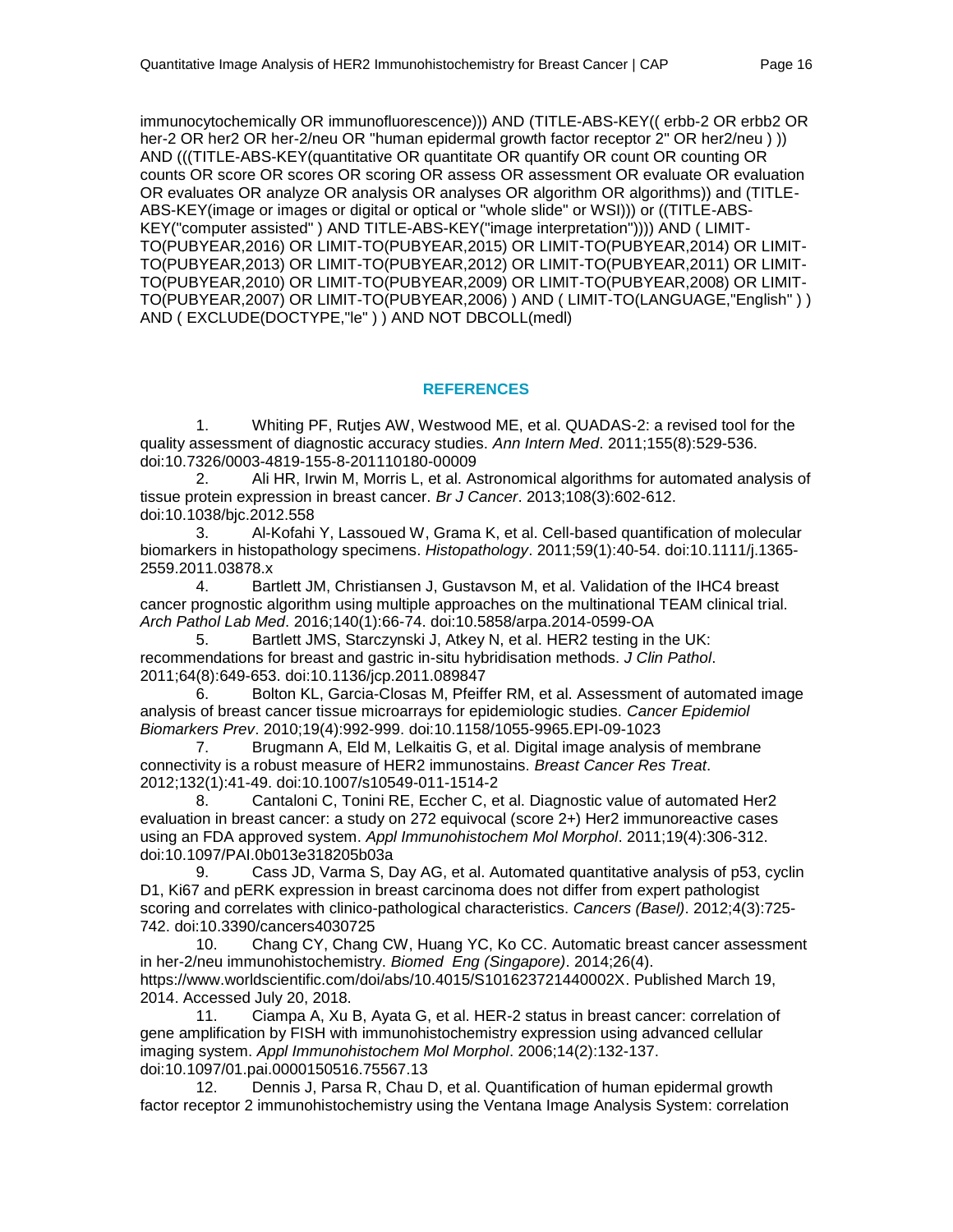immunocytochemically OR immunofluorescence))) AND (TITLE-ABS-KEY(( erbb-2 OR erbb2 OR her-2 OR her2 OR her-2/neu OR "human epidermal growth factor receptor 2" OR her2/neu ) )) AND (((TITLE-ABS-KEY(quantitative OR quantitate OR quantify OR count OR counting OR counts OR score OR scores OR scoring OR assess OR assessment OR evaluate OR evaluation OR evaluates OR analyze OR analysis OR analyses OR algorithm OR algorithms)) and (TITLE-ABS-KEY(image or images or digital or optical or "whole slide" or WSI))) or ((TITLE-ABS-KEY("computer assisted" ) AND TITLE-ABS-KEY("image interpretation")))) AND ( LIMIT-TO(PUBYEAR,2016) OR LIMIT-TO(PUBYEAR,2015) OR LIMIT-TO(PUBYEAR,2014) OR LIMIT-TO(PUBYEAR,2013) OR LIMIT-TO(PUBYEAR,2012) OR LIMIT-TO(PUBYEAR,2011) OR LIMIT-TO(PUBYEAR,2010) OR LIMIT-TO(PUBYEAR,2009) OR LIMIT-TO(PUBYEAR,2008) OR LIMIT-TO(PUBYEAR,2007) OR LIMIT-TO(PUBYEAR,2006) ) AND ( LIMIT-TO(LANGUAGE,"English" ) ) AND ( EXCLUDE(DOCTYPE,"le" ) ) AND NOT DBCOLL(medl)

## REFERENCES

1. Whiting PF, Rutjes AW, Westwood ME, et al. QUADAS-2: a revised tool for the quality assessment of diagnostic accuracy studies. *Ann Intern Med*. 2011;155(8):529-536. doi:10.7326/0003-4819-155-8-201110180-00009
2. Ali HR, Irwin M, Morris L, et al. Astronomical algorithms for automated analysis of tissue protein expression in breast cancer. *Br J Cancer*. 2013;108(3):602-612. doi:10.1038/bjc.2012.558
3. Al-Kofahi Y, Lassoued W, Grama K, et al. Cell-based quantification of molecular biomarkers in histopathology specimens. *Histopathology*. 2011;59(1):40-54. doi:10.1111/j.1365-2559.2011.03878.x
4. Bartlett JM, Christiansen J, Gustavson M, et al. Validation of the IHC4 breast cancer prognostic algorithm using multiple approaches on the multinational TEAM clinical trial. *Arch Pathol Lab Med*. 2016;140(1):66-74. doi:10.5858/arpa.2014-0599-OA
5. Bartlett JMS, Starczynski J, Atkey N, et al. HER2 testing in the UK: recommendations for breast and gastric in-situ hybridisation methods. *J Clin Pathol*. 2011;64(8):649-653. doi:10.1136/jcp.2011.089847
6. Bolton KL, Garcia-Closas M, Pfeiffer RM, et al. Assessment of automated image analysis of breast cancer tissue microarrays for epidemiologic studies. *Cancer Epidemiol Biomarkers Prev*. 2010;19(4):992-999. doi:10.1158/1055-9965.EPI-09-1023
7. Brugmann A, Eld M, Lelkaitis G, et al. Digital image analysis of membrane connectivity is a robust measure of HER2 immunostains. *Breast Cancer Res Treat*. 2012;132(1):41-49. doi:10.1007/s10549-011-1514-2
8. Cantaloni C, Tonini RE, Eccher C, et al. Diagnostic value of automated Her2 evaluation in breast cancer: a study on 272 equivocal (score 2+) Her2 immunoreactive cases using an FDA approved system. *Appl Immunohistochem Mol Morphol*. 2011;19(4):306-312. doi:10.1097/PAI.0b013e318205b03a
9. Cass JD, Varma S, Day AG, et al. Automated quantitative analysis of p53, cyclin D1, Ki67 and pERK expression in breast carcinoma does not differ from expert pathologist scoring and correlates with clinico-pathological characteristics. *Cancers (Basel)*. 2012;4(3):725-742. doi:10.3390/cancers4030725
10. Chang CY, Chang CW, Huang YC, Ko CC. Automatic breast cancer assessment in her-2/neu immunohistochemistry. *Biomed Eng (Singapore)*. 2014;26(4). https://www.worldscientific.com/doi/abs/10.4015/S101623721440002X. Published March 19, 2014. Accessed July 20, 2018.
11. Ciampa A, Xu B, Ayata G, et al. HER-2 status in breast cancer: correlation of gene amplification by FISH with immunohistochemistry expression using advanced cellular imaging system. *Appl Immunohistochem Mol Morphol*. 2006;14(2):132-137. doi:10.1097/01.pai.0000150516.75567.13
12. Dennis J, Parsa R, Chau D, et al. Quantification of human epidermal growth factor receptor 2 immunohistochemistry using the Ventana Image Analysis System: correlation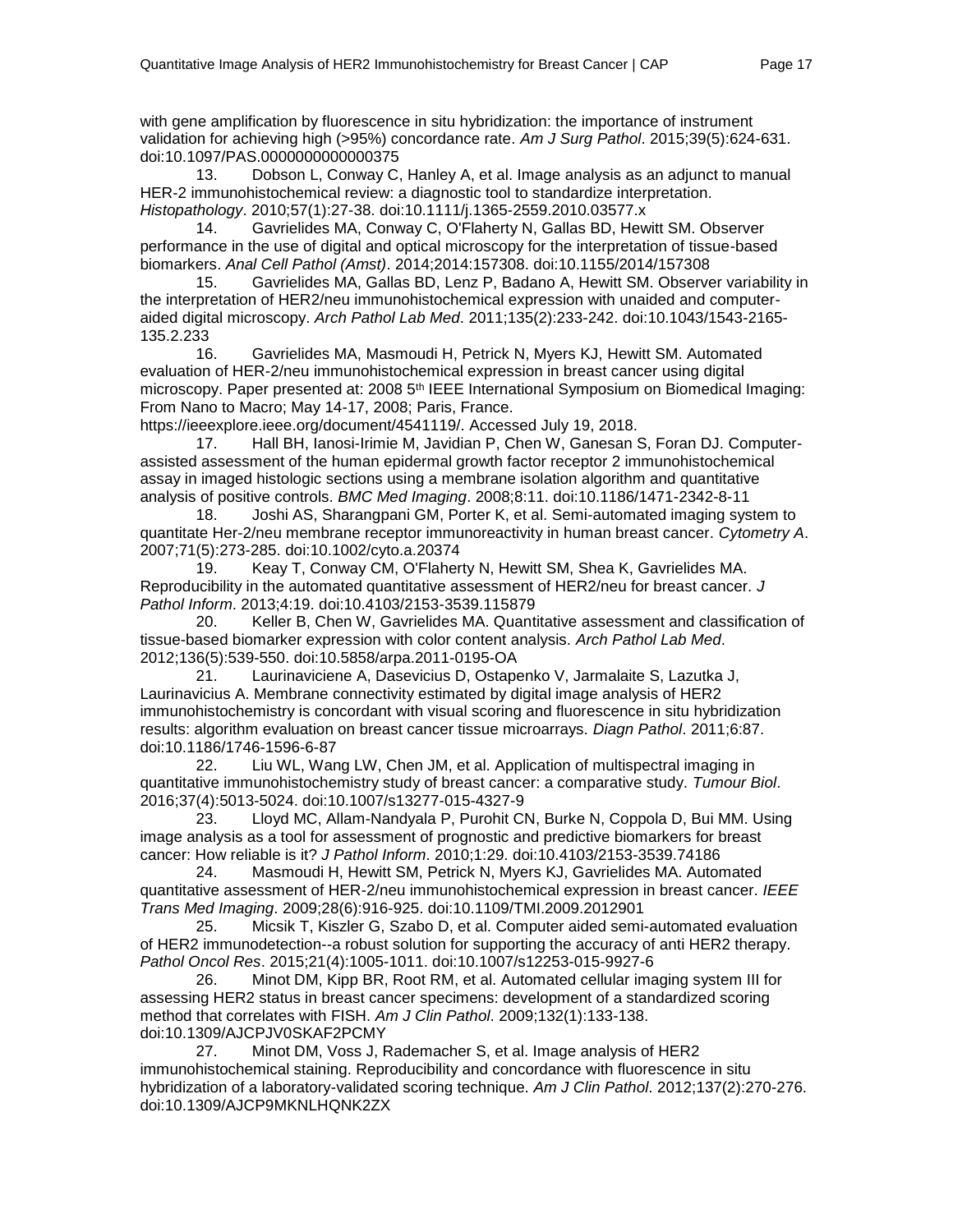with gene amplification by fluorescence in situ hybridization: the importance of instrument validation for achieving high (>95%) concordance rate. *Am J Surg Pathol*. 2015;39(5):624-631. doi:10.1097/PAS.0000000000000375

13. Dobson L, Conway C, Hanley A, et al. Image analysis as an adjunct to manual HER-2 immunohistochemical review: a diagnostic tool to standardize interpretation. *Histopathology*. 2010;57(1):27-38. doi:10.1111/j.1365-2559.2010.03577.x

14. Gavrielides MA, Conway C, O'Flaherty N, Gallas BD, Hewitt SM. Observer performance in the use of digital and optical microscopy for the interpretation of tissue-based biomarkers. *Anal Cell Pathol (Amst)*. 2014;2014:157308. doi:10.1155/2014/157308

15. Gavrielides MA, Gallas BD, Lenz P, Badano A, Hewitt SM. Observer variability in the interpretation of HER2/neu immunohistochemical expression with unaided and computer-aided digital microscopy. *Arch Pathol Lab Med*. 2011;135(2):233-242. doi:10.1043/1543-2165-135.2.233

16. Gavrielides MA, Masmoudi H, Petrick N, Myers KJ, Hewitt SM. Automated evaluation of HER-2/neu immunohistochemical expression in breast cancer using digital microscopy. Paper presented at: 2008 5th IEEE International Symposium on Biomedical Imaging: From Nano to Macro; May 14-17, 2008; Paris, France. https://ieeexplore.ieee.org/document/4541119/. Accessed July 19, 2018.

17. Hall BH, Ianosi-Irimie M, Javidian P, Chen W, Ganesan S, Foran DJ. Computer-assisted assessment of the human epidermal growth factor receptor 2 immunohistochemical assay in imaged histologic sections using a membrane isolation algorithm and quantitative analysis of positive controls. *BMC Med Imaging*. 2008;8:11. doi:10.1186/1471-2342-8-11

18. Joshi AS, Sharangpani GM, Porter K, et al. Semi-automated imaging system to quantitate Her-2/neu membrane receptor immunoreactivity in human breast cancer. *Cytometry A*. 2007;71(5):273-285. doi:10.1002/cyto.a.20374

19. Keay T, Conway CM, O'Flaherty N, Hewitt SM, Shea K, Gavrielides MA. Reproducibility in the automated quantitative assessment of HER2/neu for breast cancer. *J Pathol Inform*. 2013;4:19. doi:10.4103/2153-3539.115879

20. Keller B, Chen W, Gavrielides MA. Quantitative assessment and classification of tissue-based biomarker expression with color content analysis. *Arch Pathol Lab Med*. 2012;136(5):539-550. doi:10.5858/arpa.2011-0195-OA

21. Laurinaviciene A, Dasevicius D, Ostapenko V, Jarmalaite S, Lazutka J, Laurinavicius A. Membrane connectivity estimated by digital image analysis of HER2 immunohistochemistry is concordant with visual scoring and fluorescence in situ hybridization results: algorithm evaluation on breast cancer tissue microarrays. *Diagn Pathol*. 2011;6:87. doi:10.1186/1746-1596-6-87

22. Liu WL, Wang LW, Chen JM, et al. Application of multispectral imaging in quantitative immunohistochemistry study of breast cancer: a comparative study. *Tumour Biol*. 2016;37(4):5013-5024. doi:10.1007/s13277-015-4327-9

23. Lloyd MC, Allam-Nandyala P, Purohit CN, Burke N, Coppola D, Bui MM. Using image analysis as a tool for assessment of prognostic and predictive biomarkers for breast cancer: How reliable is it? *J Pathol Inform*. 2010;1:29. doi:10.4103/2153-3539.74186

24. Masmoudi H, Hewitt SM, Petrick N, Myers KJ, Gavrielides MA. Automated quantitative assessment of HER-2/neu immunohistochemical expression in breast cancer. *IEEE Trans Med Imaging*. 2009;28(6):916-925. doi:10.1109/TMI.2009.2012901

25. Micsik T, Kiszler G, Szabo D, et al. Computer aided semi-automated evaluation of HER2 immunodetection--a robust solution for supporting the accuracy of anti HER2 therapy. *Pathol Oncol Res*. 2015;21(4):1005-1011. doi:10.1007/s12253-015-9927-6

26. Minot DM, Kipp BR, Root RM, et al. Automated cellular imaging system III for assessing HER2 status in breast cancer specimens: development of a standardized scoring method that correlates with FISH. *Am J Clin Pathol*. 2009;132(1):133-138. doi:10.1309/AJCPJV0SKAF2PCMY

27. Minot DM, Voss J, Rademacher S, et al. Image analysis of HER2 immunohistochemical staining. Reproducibility and concordance with fluorescence in situ hybridization of a laboratory-validated scoring technique. *Am J Clin Pathol*. 2012;137(2):270-276. doi:10.1309/AJCP9MKNLHQNK2ZX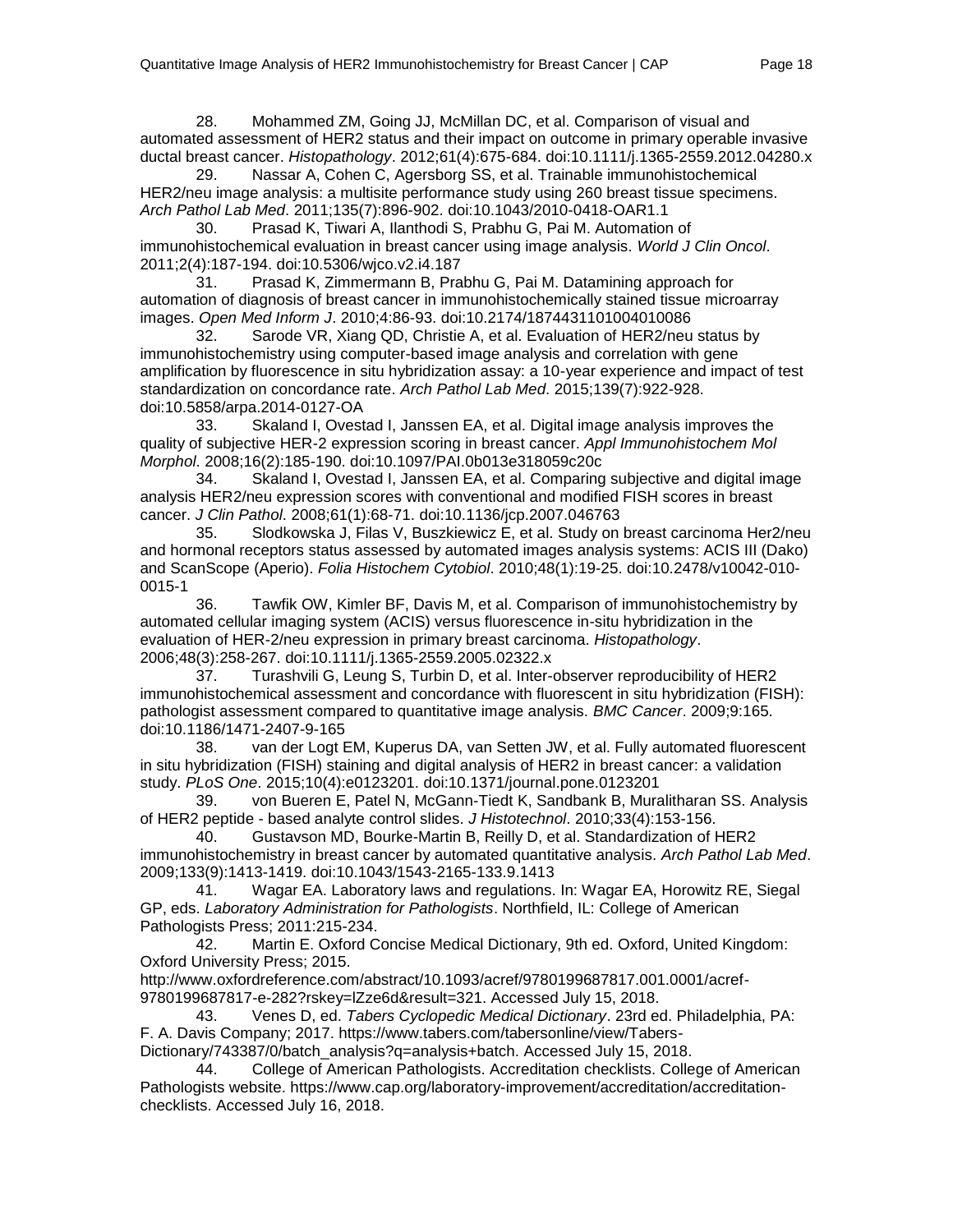28. Mohammed ZM, Going JJ, McMillan DC, et al. Comparison of visual and automated assessment of HER2 status and their impact on outcome in primary operable invasive ductal breast cancer. *Histopathology*. 2012;61(4):675-684. doi:10.1111/j.1365-2559.2012.04280.x

29. Nassar A, Cohen C, Agersborg SS, et al. Trainable immunohistochemical HER2/neu image analysis: a multisite performance study using 260 breast tissue specimens. *Arch Pathol Lab Med*. 2011;135(7):896-902. doi:10.1043/2010-0418-OAR1.1

30. Prasad K, Tiwari A, Ilanthodi S, Prabhu G, Pai M. Automation of immunohistochemical evaluation in breast cancer using image analysis. *World J Clin Oncol*. 2011;2(4):187-194. doi:10.5306/wjco.v2.i4.187

31. Prasad K, Zimmermann B, Prabhu G, Pai M. Datamining approach for automation of diagnosis of breast cancer in immunohistochemically stained tissue microarray images. *Open Med Inform J*. 2010;4:86-93. doi:10.2174/1874431101004010086

32. Sarode VR, Xiang QD, Christie A, et al. Evaluation of HER2/neu status by immunohistochemistry using computer-based image analysis and correlation with gene amplification by fluorescence in situ hybridization assay: a 10-year experience and impact of test standardization on concordance rate. *Arch Pathol Lab Med*. 2015;139(7):922-928. doi:10.5858/arpa.2014-0127-OA

33. Skaland I, Ovestad I, Janssen EA, et al. Digital image analysis improves the quality of subjective HER-2 expression scoring in breast cancer. *Appl Immunohistochem Mol Morphol*. 2008;16(2):185-190. doi:10.1097/PAI.0b013e318059c20c

34. Skaland I, Ovestad I, Janssen EA, et al. Comparing subjective and digital image analysis HER2/neu expression scores with conventional and modified FISH scores in breast cancer. *J Clin Pathol*. 2008;61(1):68-71. doi:10.1136/jcp.2007.046763

35. Slodkowska J, Filas V, Buszkiewicz E, et al. Study on breast carcinoma Her2/neu and hormonal receptors status assessed by automated images analysis systems: ACIS III (Dako) and ScanScope (Aperio). *Folia Histochem Cytobiol*. 2010;48(1):19-25. doi:10.2478/v10042-010-0015-1

36. Tawfik OW, Kimler BF, Davis M, et al. Comparison of immunohistochemistry by automated cellular imaging system (ACIS) versus fluorescence in-situ hybridization in the evaluation of HER-2/neu expression in primary breast carcinoma. *Histopathology*. 2006;48(3):258-267. doi:10.1111/j.1365-2559.2005.02322.x

37. Turashvili G, Leung S, Turbin D, et al. Inter-observer reproducibility of HER2 immunohistochemical assessment and concordance with fluorescent in situ hybridization (FISH): pathologist assessment compared to quantitative image analysis. *BMC Cancer*. 2009;9:165. doi:10.1186/1471-2407-9-165

38. van der Logt EM, Kuperus DA, van Setten JW, et al. Fully automated fluorescent in situ hybridization (FISH) staining and digital analysis of HER2 in breast cancer: a validation study. *PLoS One*. 2015;10(4):e0123201. doi:10.1371/journal.pone.0123201

39. von Bueren E, Patel N, McGann-Tiedt K, Sandbank B, Muralitharan SS. Analysis of HER2 peptide - based analyte control slides. *J Histotechnol*. 2010;33(4):153-156.

40. Gustavson MD, Bourke-Martin B, Reilly D, et al. Standardization of HER2 immunohistochemistry in breast cancer by automated quantitative analysis. *Arch Pathol Lab Med*. 2009;133(9):1413-1419. doi:10.1043/1543-2165-133.9.1413

41. Wagar EA. Laboratory laws and regulations. In: Wagar EA, Horowitz RE, Siegal GP, eds. *Laboratory Administration for Pathologists*. Northfield, IL: College of American Pathologists Press; 2011:215-234.

42. Martin E. Oxford Concise Medical Dictionary, 9th ed. Oxford, United Kingdom: Oxford University Press; 2015. http://www.oxfordreference.com/abstract/10.1093/acref/9780199687817.001.0001/acref-9780199687817-e-282?rskey=lZze6d&result=321. Accessed July 15, 2018.

43. Venes D, ed. *Tabers Cyclopedic Medical Dictionary*. 23rd ed. Philadelphia, PA: F. A. Davis Company; 2017. https://www.tabers.com/tabersonline/view/Tabers-Dictionary/743387/0/batch_analysis?q=analysis+batch. Accessed July 15, 2018.

44. College of American Pathologists. Accreditation checklists. College of American Pathologists website. https://www.cap.org/laboratory-improvement/accreditation/accreditation-checklists. Accessed July 16, 2018.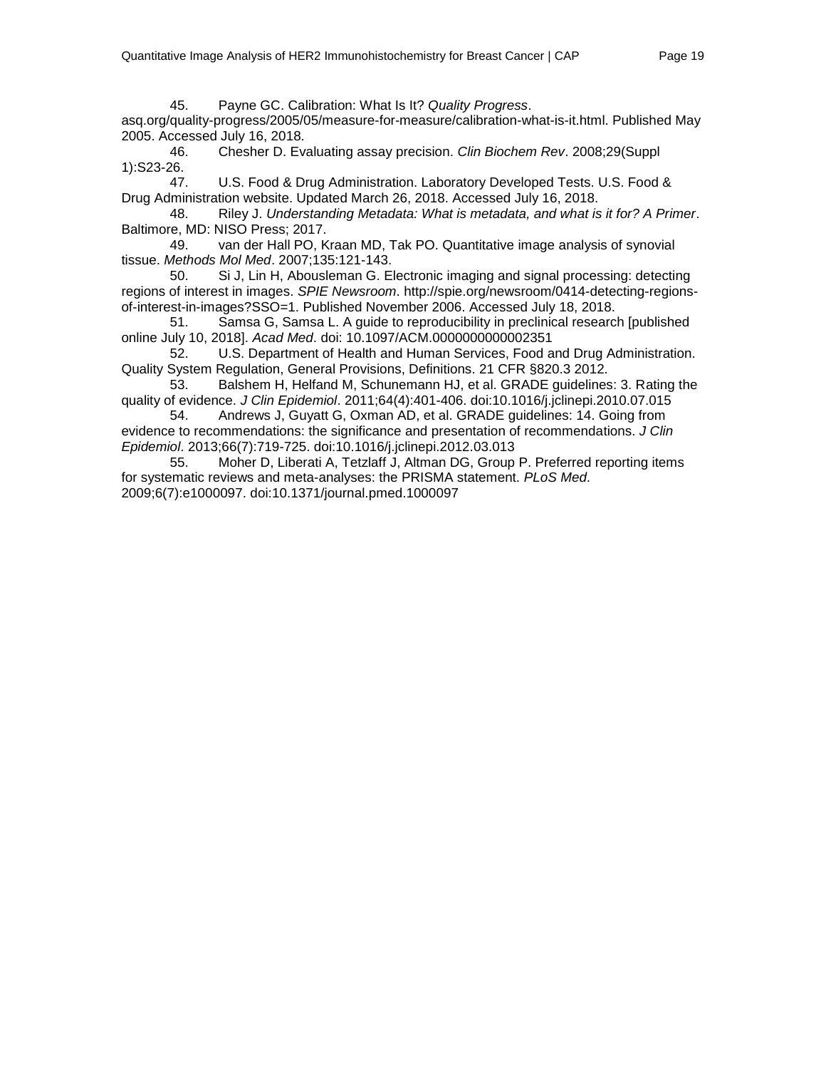45. Payne GC. Calibration: What Is It? *Quality Progress*. asq.org/quality-progress/2005/05/measure-for-measure/calibration-what-is-it.html. Published May 2005. Accessed July 16, 2018.

46. Chesher D. Evaluating assay precision. *Clin Biochem Rev*. 2008;29(Suppl 1):S23-26.

47. U.S. Food & Drug Administration. Laboratory Developed Tests. U.S. Food & Drug Administration website. Updated March 26, 2018. Accessed July 16, 2018.

48. Riley J. *Understanding Metadata: What is metadata, and what is it for? A Primer*. Baltimore, MD: NISO Press; 2017.

49. van der Hall PO, Kraan MD, Tak PO. Quantitative image analysis of synovial tissue. *Methods Mol Med*. 2007;135:121-143.

50. Si J, Lin H, Abousleman G. Electronic imaging and signal processing: detecting regions of interest in images. *SPIE Newsroom*. http://spie.org/newsroom/0414-detecting-regions-of-interest-in-images?SSO=1. Published November 2006. Accessed July 18, 2018.

51. Samsa G, Samsa L. A guide to reproducibility in preclinical research [published online July 10, 2018]. *Acad Med*. doi: 10.1097/ACM.0000000000002351

52. U.S. Department of Health and Human Services, Food and Drug Administration. Quality System Regulation, General Provisions, Definitions. 21 CFR §820.3 2012.

53. Balshem H, Helfand M, Schunemann HJ, et al. GRADE guidelines: 3. Rating the quality of evidence. *J Clin Epidemiol*. 2011;64(4):401-406. doi:10.1016/j.jclinepi.2010.07.015

54. Andrews J, Guyatt G, Oxman AD, et al. GRADE guidelines: 14. Going from evidence to recommendations: the significance and presentation of recommendations. *J Clin Epidemiol*. 2013;66(7):719-725. doi:10.1016/j.jclinepi.2012.03.013

55. Moher D, Liberati A, Tetzlaff J, Altman DG, Group P. Preferred reporting items for systematic reviews and meta-analyses: the PRISMA statement. *PLoS Med*. 2009;6(7):e1000097. doi:10.1371/journal.pmed.1000097